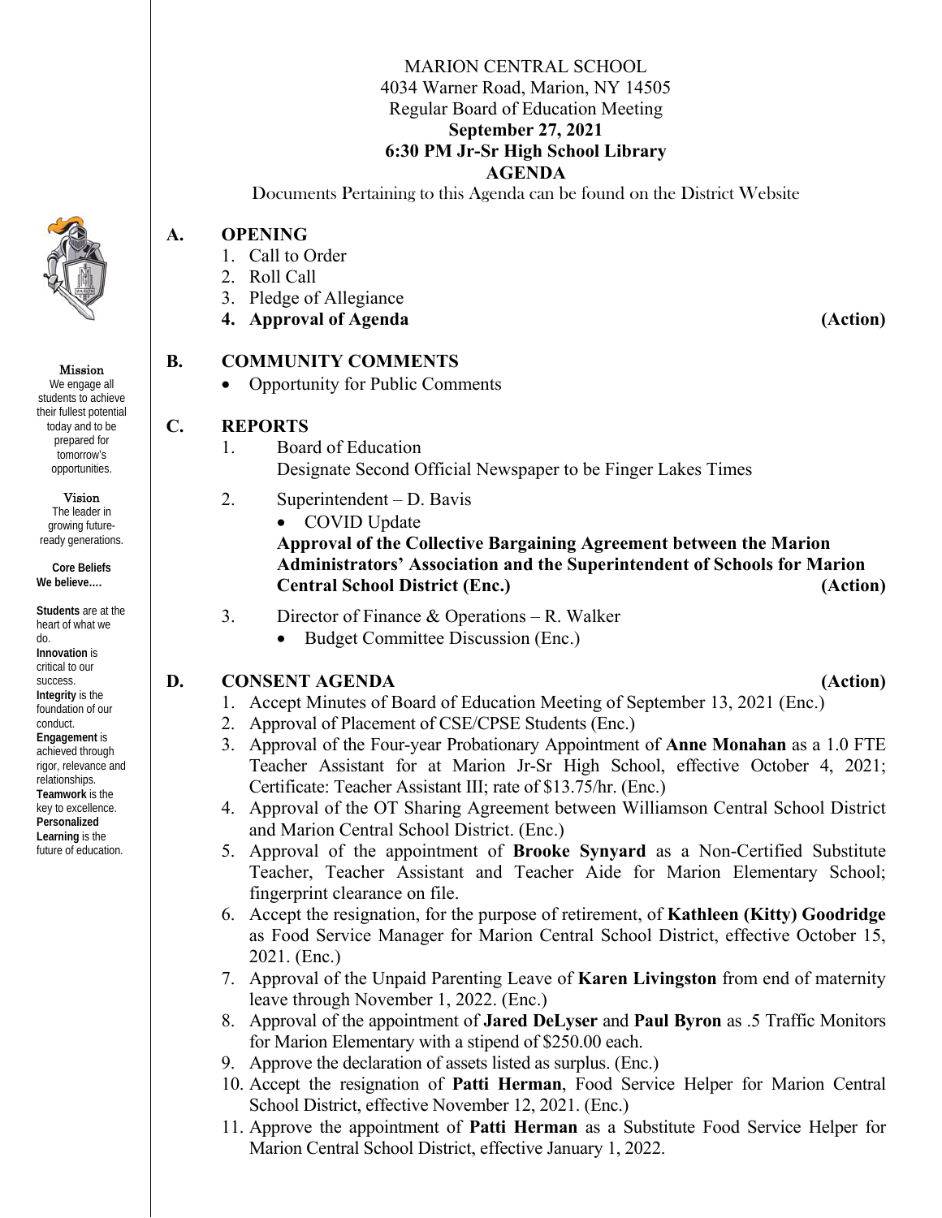MARION CENTRAL SCHOOL
4034 Warner Road, Marion, NY 14505
Regular Board of Education Meeting
**September 27, 2021**
**6:30 PM Jr-Sr High School Library**
**AGENDA**

Documents Pertaining to this Agenda can be found on the District Website

**Mission**
We engage all students to achieve their fullest potential today and to be prepared for tomorrow's opportunities.

**Vision**
The leader in growing future-ready generations.

**Core Beliefs**
**We believe….**

**Students** are at the heart of what we do.
**Innovation** is critical to our success.
**Integrity** is the foundation of our conduct.
**Engagement** is achieved through rigor, relevance and relationships.
**Teamwork** is the key to excellence.
**Personalized Learning** is the future of education.

## A. OPENING

1. Call to Order
2. Roll Call
3. Pledge of Allegiance
4. **Approval of Agenda** **(Action)**

## B. COMMUNITY COMMENTS

- Opportunity for Public Comments

## C. REPORTS

1. Board of Education
   Designate Second Official Newspaper to be Finger Lakes Times
2. Superintendent – D. Bavis
   - COVID Update

   **Approval of the Collective Bargaining Agreement between the Marion Administrators' Association and the Superintendent of Schools for Marion Central School District (Enc.)** **(Action)**
3. Director of Finance & Operations – R. Walker
   - Budget Committee Discussion (Enc.)

## D. CONSENT AGENDA **(Action)**

1. Accept Minutes of Board of Education Meeting of September 13, 2021 (Enc.)
2. Approval of Placement of CSE/CPSE Students (Enc.)
3. Approval of the Four-year Probationary Appointment of **Anne Monahan** as a 1.0 FTE Teacher Assistant for at Marion Jr-Sr High School, effective October 4, 2021; Certificate: Teacher Assistant III; rate of $13.75/hr. (Enc.)
4. Approval of the OT Sharing Agreement between Williamson Central School District and Marion Central School District. (Enc.)
5. Approval of the appointment of **Brooke Synyard** as a Non-Certified Substitute Teacher, Teacher Assistant and Teacher Aide for Marion Elementary School; fingerprint clearance on file.
6. Accept the resignation, for the purpose of retirement, of **Kathleen (Kitty) Goodridge** as Food Service Manager for Marion Central School District, effective October 15, 2021. (Enc.)
7. Approval of the Unpaid Parenting Leave of **Karen Livingston** from end of maternity leave through November 1, 2022. (Enc.)
8. Approval of the appointment of **Jared DeLyser** and **Paul Byron** as .5 Traffic Monitors for Marion Elementary with a stipend of $250.00 each.
9. Approve the declaration of assets listed as surplus. (Enc.)
10. Accept the resignation of **Patti Herman**, Food Service Helper for Marion Central School District, effective November 12, 2021. (Enc.)
11. Approve the appointment of **Patti Herman** as a Substitute Food Service Helper for Marion Central School District, effective January 1, 2022.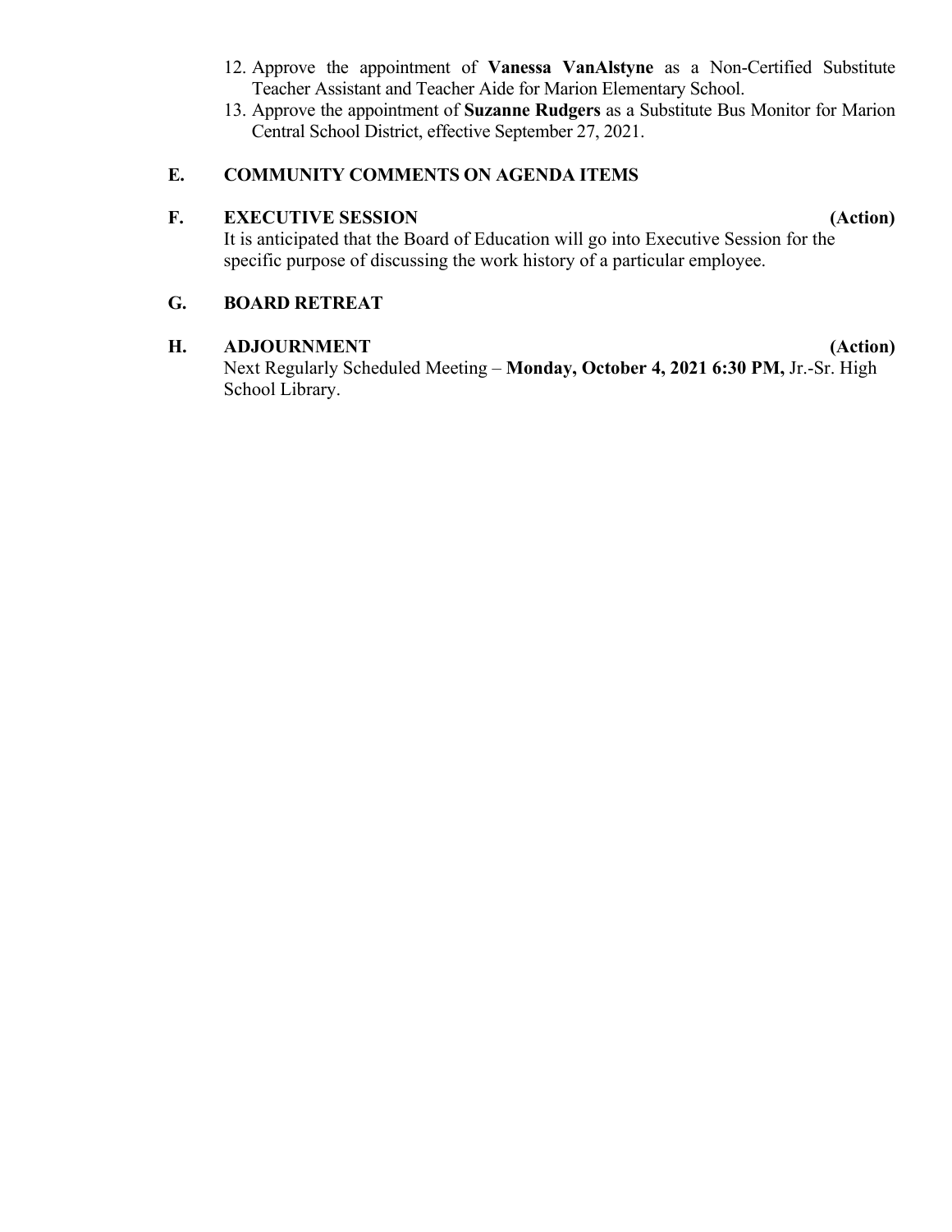12. Approve the appointment of **Vanessa VanAlstyne** as a Non-Certified Substitute Teacher Assistant and Teacher Aide for Marion Elementary School.
13. Approve the appointment of **Suzanne Rudgers** as a Substitute Bus Monitor for Marion Central School District, effective September 27, 2021.

**E. COMMUNITY COMMENTS ON AGENDA ITEMS**

**F. EXECUTIVE SESSION (Action)**

It is anticipated that the Board of Education will go into Executive Session for the specific purpose of discussing the work history of a particular employee.

**G. BOARD RETREAT**

**H. ADJOURNMENT (Action)**

Next Regularly Scheduled Meeting – **Monday, October 4, 2021 6:30 PM,** Jr.-Sr. High School Library.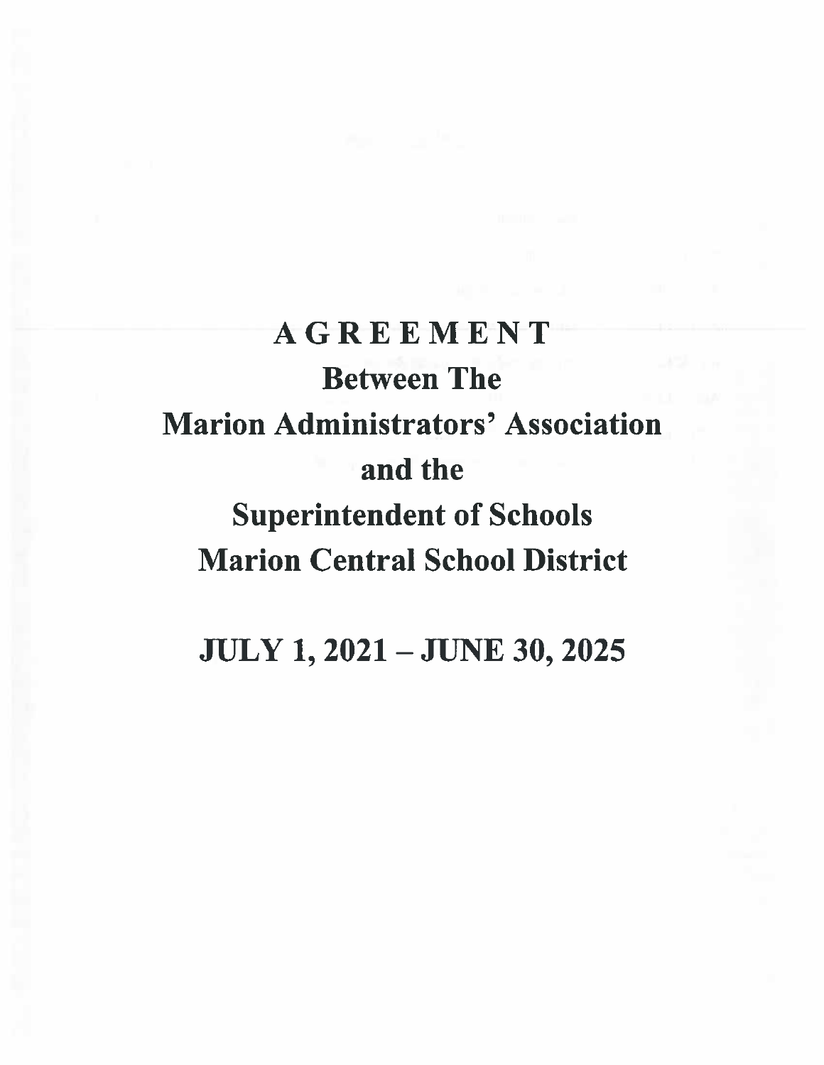# A G R E E M E N T

## Between The

## Marion Administrators' Association

## and the

## Superintendent of Schools

## Marion Central School District

## JULY 1, 2021 – JUNE 30, 2025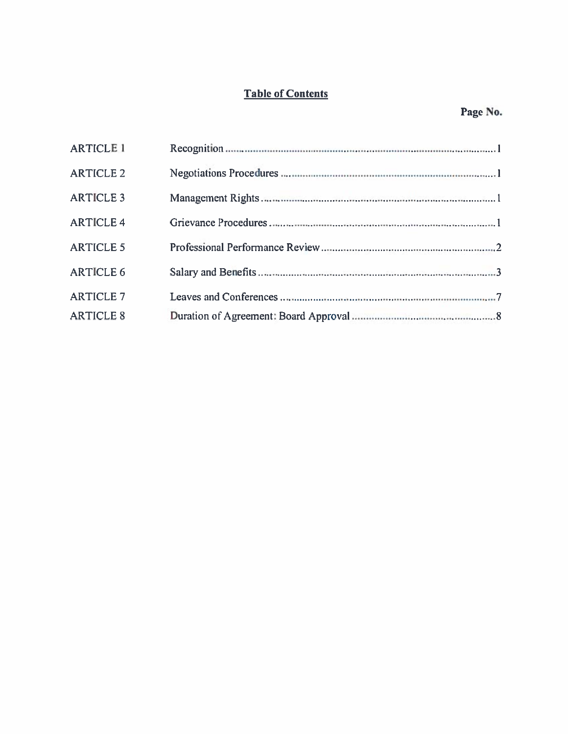# Table of Contents

| | | Page No. |
|---|---|---|
| ARTICLE 1 | Recognition | 1 |
| ARTICLE 2 | Negotiations Procedures | 1 |
| ARTICLE 3 | Management Rights | 1 |
| ARTICLE 4 | Grievance Procedures | 1 |
| ARTICLE 5 | Professional Performance Review | 2 |
| ARTICLE 6 | Salary and Benefits | 3 |
| ARTICLE 7 | Leaves and Conferences | 7 |
| ARTICLE 8 | Duration of Agreement: Board Approval | 8 |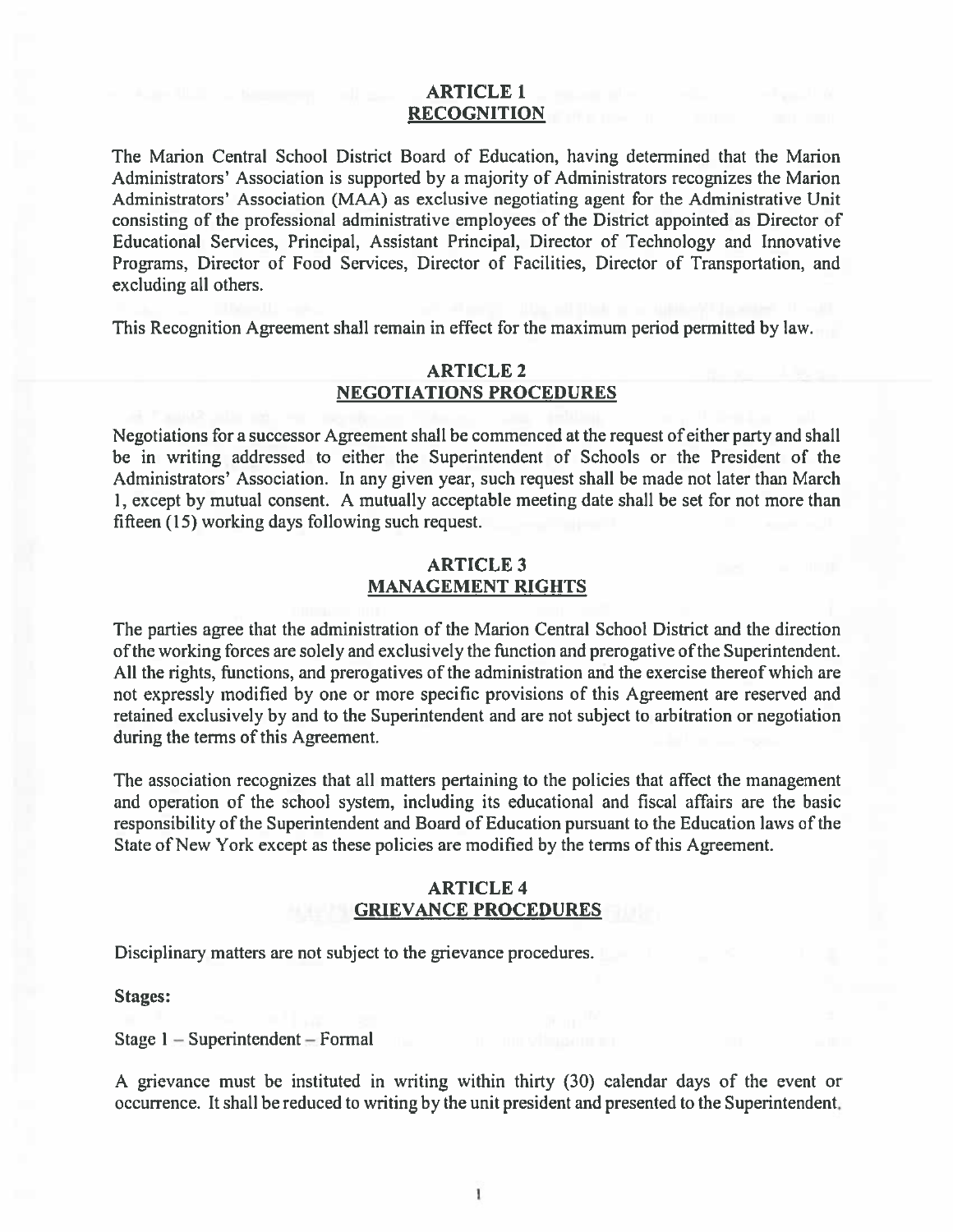## ARTICLE 1
## RECOGNITION

The Marion Central School District Board of Education, having determined that the Marion Administrators' Association is supported by a majority of Administrators recognizes the Marion Administrators' Association (MAA) as exclusive negotiating agent for the Administrative Unit consisting of the professional administrative employees of the District appointed as Director of Educational Services, Principal, Assistant Principal, Director of Technology and Innovative Programs, Director of Food Services, Director of Facilities, Director of Transportation, and excluding all others.

This Recognition Agreement shall remain in effect for the maximum period permitted by law.

## ARTICLE 2
## NEGOTIATIONS PROCEDURES

Negotiations for a successor Agreement shall be commenced at the request of either party and shall be in writing addressed to either the Superintendent of Schools or the President of the Administrators' Association. In any given year, such request shall be made not later than March 1, except by mutual consent. A mutually acceptable meeting date shall be set for not more than fifteen (15) working days following such request.

## ARTICLE 3
## MANAGEMENT RIGHTS

The parties agree that the administration of the Marion Central School District and the direction of the working forces are solely and exclusively the function and prerogative of the Superintendent. All the rights, functions, and prerogatives of the administration and the exercise thereof which are not expressly modified by one or more specific provisions of this Agreement are reserved and retained exclusively by and to the Superintendent and are not subject to arbitration or negotiation during the terms of this Agreement.

The association recognizes that all matters pertaining to the policies that affect the management and operation of the school system, including its educational and fiscal affairs are the basic responsibility of the Superintendent and Board of Education pursuant to the Education laws of the State of New York except as these policies are modified by the terms of this Agreement.

## ARTICLE 4
## GRIEVANCE PROCEDURES

Disciplinary matters are not subject to the grievance procedures.

**Stages:**

Stage 1 – Superintendent – Formal

A grievance must be instituted in writing within thirty (30) calendar days of the event or occurrence. It shall be reduced to writing by the unit president and presented to the Superintendent.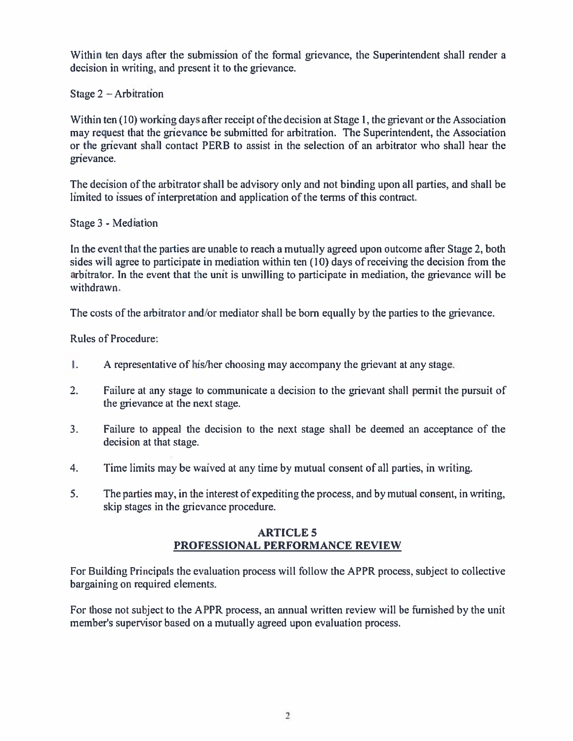Within ten days after the submission of the formal grievance, the Superintendent shall render a decision in writing, and present it to the grievance.

Stage 2 – Arbitration

Within ten (10) working days after receipt of the decision at Stage 1, the grievant or the Association may request that the grievance be submitted for arbitration. The Superintendent, the Association or the grievant shall contact PERB to assist in the selection of an arbitrator who shall hear the grievance.

The decision of the arbitrator shall be advisory only and not binding upon all parties, and shall be limited to issues of interpretation and application of the terms of this contract.

Stage 3 - Mediation

In the event that the parties are unable to reach a mutually agreed upon outcome after Stage 2, both sides will agree to participate in mediation within ten (10) days of receiving the decision from the arbitrator. In the event that the unit is unwilling to participate in mediation, the grievance will be withdrawn.

The costs of the arbitrator and/or mediator shall be born equally by the parties to the grievance.

Rules of Procedure:

1. A representative of his/her choosing may accompany the grievant at any stage.
2. Failure at any stage to communicate a decision to the grievant shall permit the pursuit of the grievance at the next stage.
3. Failure to appeal the decision to the next stage shall be deemed an acceptance of the decision at that stage.
4. Time limits may be waived at any time by mutual consent of all parties, in writing.
5. The parties may, in the interest of expediting the process, and by mutual consent, in writing, skip stages in the grievance procedure.

## ARTICLE 5
## PROFESSIONAL PERFORMANCE REVIEW

For Building Principals the evaluation process will follow the APPR process, subject to collective bargaining on required elements.

For those not subject to the APPR process, an annual written review will be furnished by the unit member's supervisor based on a mutually agreed upon evaluation process.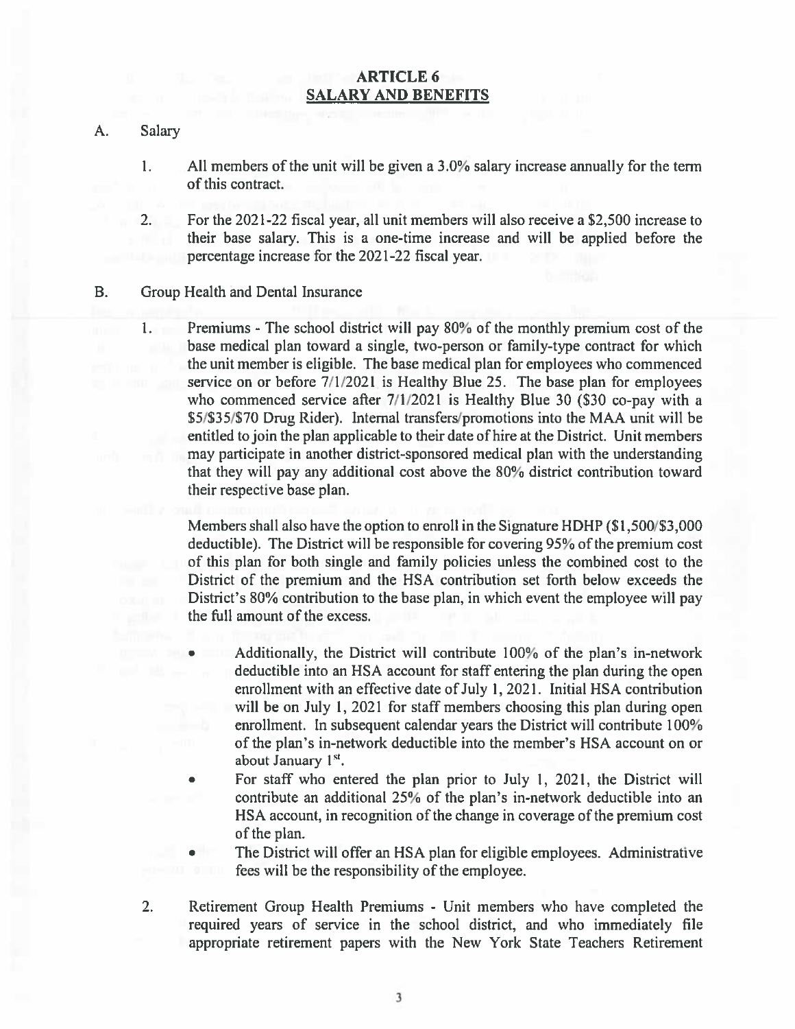# ARTICLE 6
## SALARY AND BENEFITS

A. Salary

1. All members of the unit will be given a 3.0% salary increase annually for the term of this contract.

2. For the 2021-22 fiscal year, all unit members will also receive a $2,500 increase to their base salary. This is a one-time increase and will be applied before the percentage increase for the 2021-22 fiscal year.

B. Group Health and Dental Insurance

1. Premiums - The school district will pay 80% of the monthly premium cost of the base medical plan toward a single, two-person or family-type contract for which the unit member is eligible. The base medical plan for employees who commenced service on or before 7/1/2021 is Healthy Blue 25. The base plan for employees who commenced service after 7/1/2021 is Healthy Blue 30 ($30 co-pay with a $5/$35/$70 Drug Rider). Internal transfers/promotions into the MAA unit will be entitled to join the plan applicable to their date of hire at the District. Unit members may participate in another district-sponsored medical plan with the understanding that they will pay any additional cost above the 80% district contribution toward their respective base plan.

   Members shall also have the option to enroll in the Signature HDHP ($1,500/$3,000 deductible). The District will be responsible for covering 95% of the premium cost of this plan for both single and family policies unless the combined cost to the District of the premium and the HSA contribution set forth below exceeds the District's 80% contribution to the base plan, in which event the employee will pay the full amount of the excess.

   - Additionally, the District will contribute 100% of the plan's in-network deductible into an HSA account for staff entering the plan during the open enrollment with an effective date of July 1, 2021. Initial HSA contribution will be on July 1, 2021 for staff members choosing this plan during open enrollment. In subsequent calendar years the District will contribute 100% of the plan's in-network deductible into the member's HSA account on or about January 1st.
   - For staff who entered the plan prior to July 1, 2021, the District will contribute an additional 25% of the plan's in-network deductible into an HSA account, in recognition of the change in coverage of the premium cost of the plan.
   - The District will offer an HSA plan for eligible employees. Administrative fees will be the responsibility of the employee.

2. Retirement Group Health Premiums - Unit members who have completed the required years of service in the school district, and who immediately file appropriate retirement papers with the New York State Teachers Retirement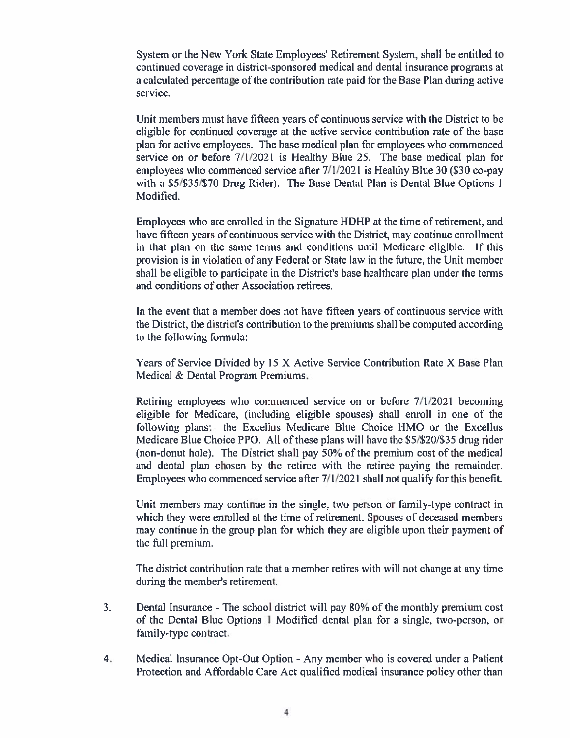System or the New York State Employees' Retirement System, shall be entitled to continued coverage in district-sponsored medical and dental insurance programs at a calculated percentage of the contribution rate paid for the Base Plan during active service.

Unit members must have fifteen years of continuous service with the District to be eligible for continued coverage at the active service contribution rate of the base plan for active employees. The base medical plan for employees who commenced service on or before 7/1/2021 is Healthy Blue 25. The base medical plan for employees who commenced service after 7/1/2021 is Healthy Blue 30 ($30 co-pay with a $5/$35/$70 Drug Rider). The Base Dental Plan is Dental Blue Options 1 Modified.

Employees who are enrolled in the Signature HDHP at the time of retirement, and have fifteen years of continuous service with the District, may continue enrollment in that plan on the same terms and conditions until Medicare eligible. If this provision is in violation of any Federal or State law in the future, the Unit member shall be eligible to participate in the District's base healthcare plan under the terms and conditions of other Association retirees.

In the event that a member does not have fifteen years of continuous service with the District, the district's contribution to the premiums shall be computed according to the following formula:

Years of Service Divided by 15 X Active Service Contribution Rate X Base Plan Medical & Dental Program Premiums.

Retiring employees who commenced service on or before 7/1/2021 becoming eligible for Medicare, (including eligible spouses) shall enroll in one of the following plans: the Excellus Medicare Blue Choice HMO or the Excellus Medicare Blue Choice PPO. All of these plans will have the $5/$20/$35 drug rider (non-donut hole). The District shall pay 50% of the premium cost of the medical and dental plan chosen by the retiree with the retiree paying the remainder. Employees who commenced service after 7/1/2021 shall not qualify for this benefit.

Unit members may continue in the single, two person or family-type contract in which they were enrolled at the time of retirement. Spouses of deceased members may continue in the group plan for which they are eligible upon their payment of the full premium.

The district contribution rate that a member retires with will not change at any time during the member's retirement.

3. Dental Insurance - The school district will pay 80% of the monthly premium cost of the Dental Blue Options 1 Modified dental plan for a single, two-person, or family-type contract.

4. Medical Insurance Opt-Out Option - Any member who is covered under a Patient Protection and Affordable Care Act qualified medical insurance policy other than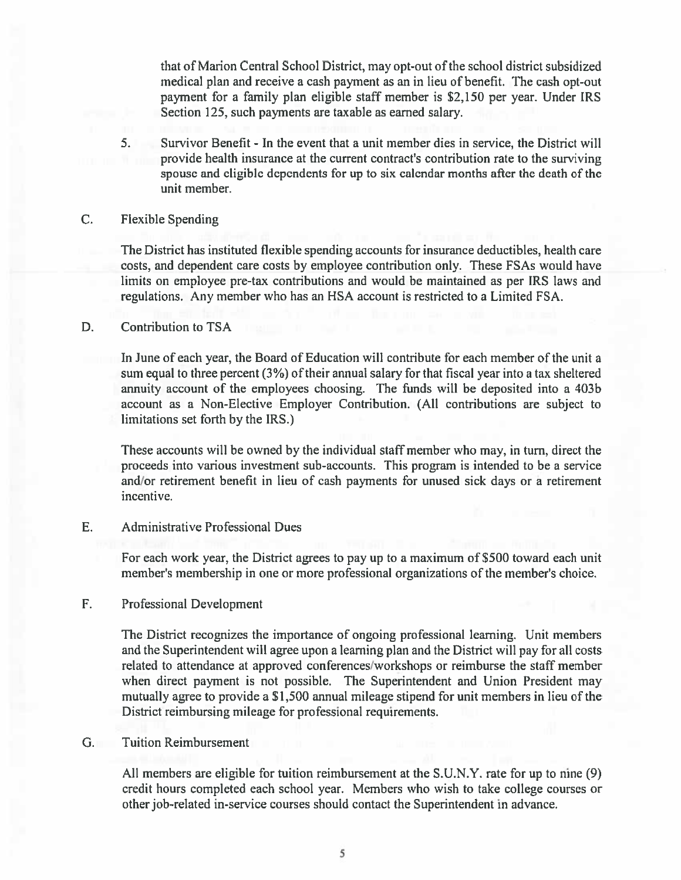that of Marion Central School District, may opt-out of the school district subsidized medical plan and receive a cash payment as an in lieu of benefit. The cash opt-out payment for a family plan eligible staff member is $2,150 per year. Under IRS Section 125, such payments are taxable as earned salary.

5. Survivor Benefit - In the event that a unit member dies in service, the District will provide health insurance at the current contract's contribution rate to the surviving spouse and eligible dependents for up to six calendar months after the death of the unit member.

C. Flexible Spending

The District has instituted flexible spending accounts for insurance deductibles, health care costs, and dependent care costs by employee contribution only. These FSAs would have limits on employee pre-tax contributions and would be maintained as per IRS laws and regulations. Any member who has an HSA account is restricted to a Limited FSA.

D. Contribution to TSA

In June of each year, the Board of Education will contribute for each member of the unit a sum equal to three percent (3%) of their annual salary for that fiscal year into a tax sheltered annuity account of the employees choosing. The funds will be deposited into a 403b account as a Non-Elective Employer Contribution. (All contributions are subject to limitations set forth by the IRS.)

These accounts will be owned by the individual staff member who may, in turn, direct the proceeds into various investment sub-accounts. This program is intended to be a service and/or retirement benefit in lieu of cash payments for unused sick days or a retirement incentive.

E. Administrative Professional Dues

For each work year, the District agrees to pay up to a maximum of $500 toward each unit member's membership in one or more professional organizations of the member's choice.

F. Professional Development

The District recognizes the importance of ongoing professional learning. Unit members and the Superintendent will agree upon a learning plan and the District will pay for all costs related to attendance at approved conferences/workshops or reimburse the staff member when direct payment is not possible. The Superintendent and Union President may mutually agree to provide a $1,500 annual mileage stipend for unit members in lieu of the District reimbursing mileage for professional requirements.

G. Tuition Reimbursement

All members are eligible for tuition reimbursement at the S.U.N.Y. rate for up to nine (9) credit hours completed each school year. Members who wish to take college courses or other job-related in-service courses should contact the Superintendent in advance.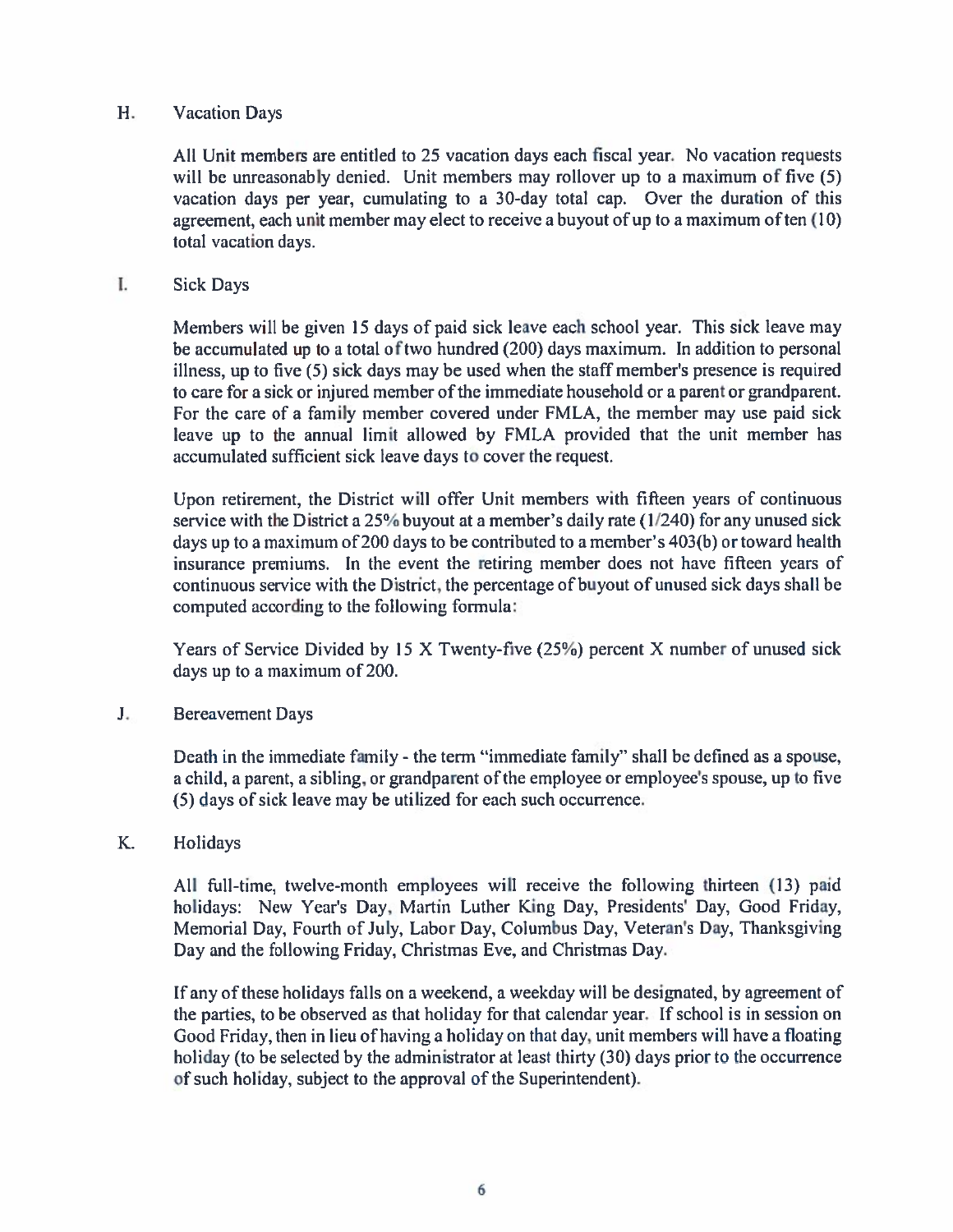### H. Vacation Days

All Unit members are entitled to 25 vacation days each fiscal year. No vacation requests will be unreasonably denied. Unit members may rollover up to a maximum of five (5) vacation days per year, cumulating to a 30-day total cap. Over the duration of this agreement, each unit member may elect to receive a buyout of up to a maximum of ten (10) total vacation days.

### I. Sick Days

Members will be given 15 days of paid sick leave each school year. This sick leave may be accumulated up to a total of two hundred (200) days maximum. In addition to personal illness, up to five (5) sick days may be used when the staff member's presence is required to care for a sick or injured member of the immediate household or a parent or grandparent. For the care of a family member covered under FMLA, the member may use paid sick leave up to the annual limit allowed by FMLA provided that the unit member has accumulated sufficient sick leave days to cover the request.

Upon retirement, the District will offer Unit members with fifteen years of continuous service with the District a 25% buyout at a member's daily rate (1/240) for any unused sick days up to a maximum of 200 days to be contributed to a member's 403(b) or toward health insurance premiums. In the event the retiring member does not have fifteen years of continuous service with the District, the percentage of buyout of unused sick days shall be computed according to the following formula:

Years of Service Divided by 15 X Twenty-five (25%) percent X number of unused sick days up to a maximum of 200.

### J. Bereavement Days

Death in the immediate family - the term "immediate family" shall be defined as a spouse, a child, a parent, a sibling, or grandparent of the employee or employee's spouse, up to five (5) days of sick leave may be utilized for each such occurrence.

### K. Holidays

All full-time, twelve-month employees will receive the following thirteen (13) paid holidays: New Year's Day, Martin Luther King Day, Presidents' Day, Good Friday, Memorial Day, Fourth of July, Labor Day, Columbus Day, Veteran's Day, Thanksgiving Day and the following Friday, Christmas Eve, and Christmas Day.

If any of these holidays falls on a weekend, a weekday will be designated, by agreement of the parties, to be observed as that holiday for that calendar year. If school is in session on Good Friday, then in lieu of having a holiday on that day, unit members will have a floating holiday (to be selected by the administrator at least thirty (30) days prior to the occurrence of such holiday, subject to the approval of the Superintendent).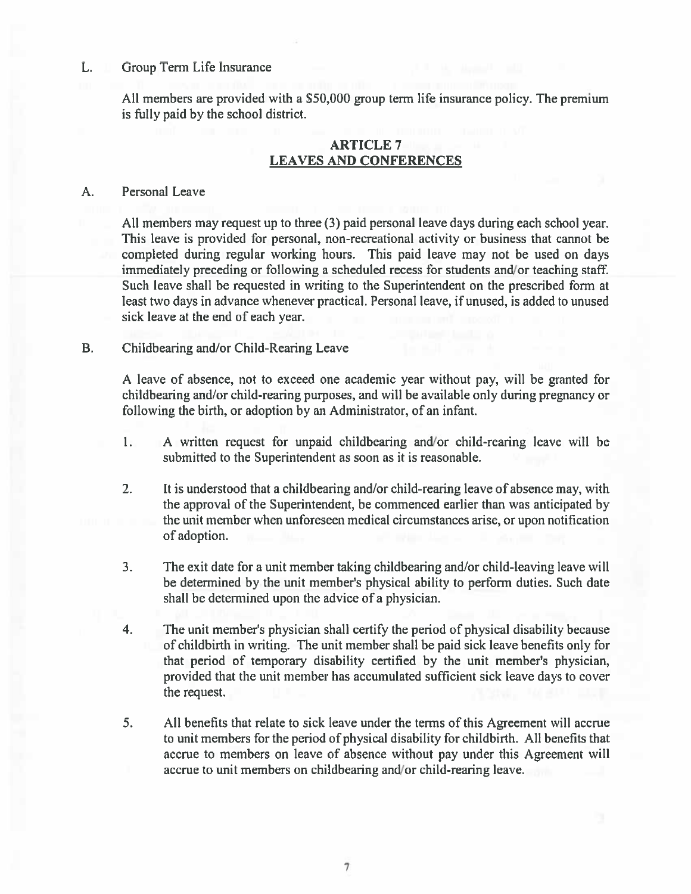L. Group Term Life Insurance

All members are provided with a $50,000 group term life insurance policy. The premium is fully paid by the school district.

## ARTICLE 7
## LEAVES AND CONFERENCES

A. Personal Leave

All members may request up to three (3) paid personal leave days during each school year. This leave is provided for personal, non-recreational activity or business that cannot be completed during regular working hours. This paid leave may not be used on days immediately preceding or following a scheduled recess for students and/or teaching staff. Such leave shall be requested in writing to the Superintendent on the prescribed form at least two days in advance whenever practical. Personal leave, if unused, is added to unused sick leave at the end of each year.

B. Childbearing and/or Child-Rearing Leave

A leave of absence, not to exceed one academic year without pay, will be granted for childbearing and/or child-rearing purposes, and will be available only during pregnancy or following the birth, or adoption by an Administrator, of an infant.

1. A written request for unpaid childbearing and/or child-rearing leave will be submitted to the Superintendent as soon as it is reasonable.

2. It is understood that a childbearing and/or child-rearing leave of absence may, with the approval of the Superintendent, be commenced earlier than was anticipated by the unit member when unforeseen medical circumstances arise, or upon notification of adoption.

3. The exit date for a unit member taking childbearing and/or child-leaving leave will be determined by the unit member's physical ability to perform duties. Such date shall be determined upon the advice of a physician.

4. The unit member's physician shall certify the period of physical disability because of childbirth in writing. The unit member shall be paid sick leave benefits only for that period of temporary disability certified by the unit member's physician, provided that the unit member has accumulated sufficient sick leave days to cover the request.

5. All benefits that relate to sick leave under the terms of this Agreement will accrue to unit members for the period of physical disability for childbirth. All benefits that accrue to members on leave of absence without pay under this Agreement will accrue to unit members on childbearing and/or child-rearing leave.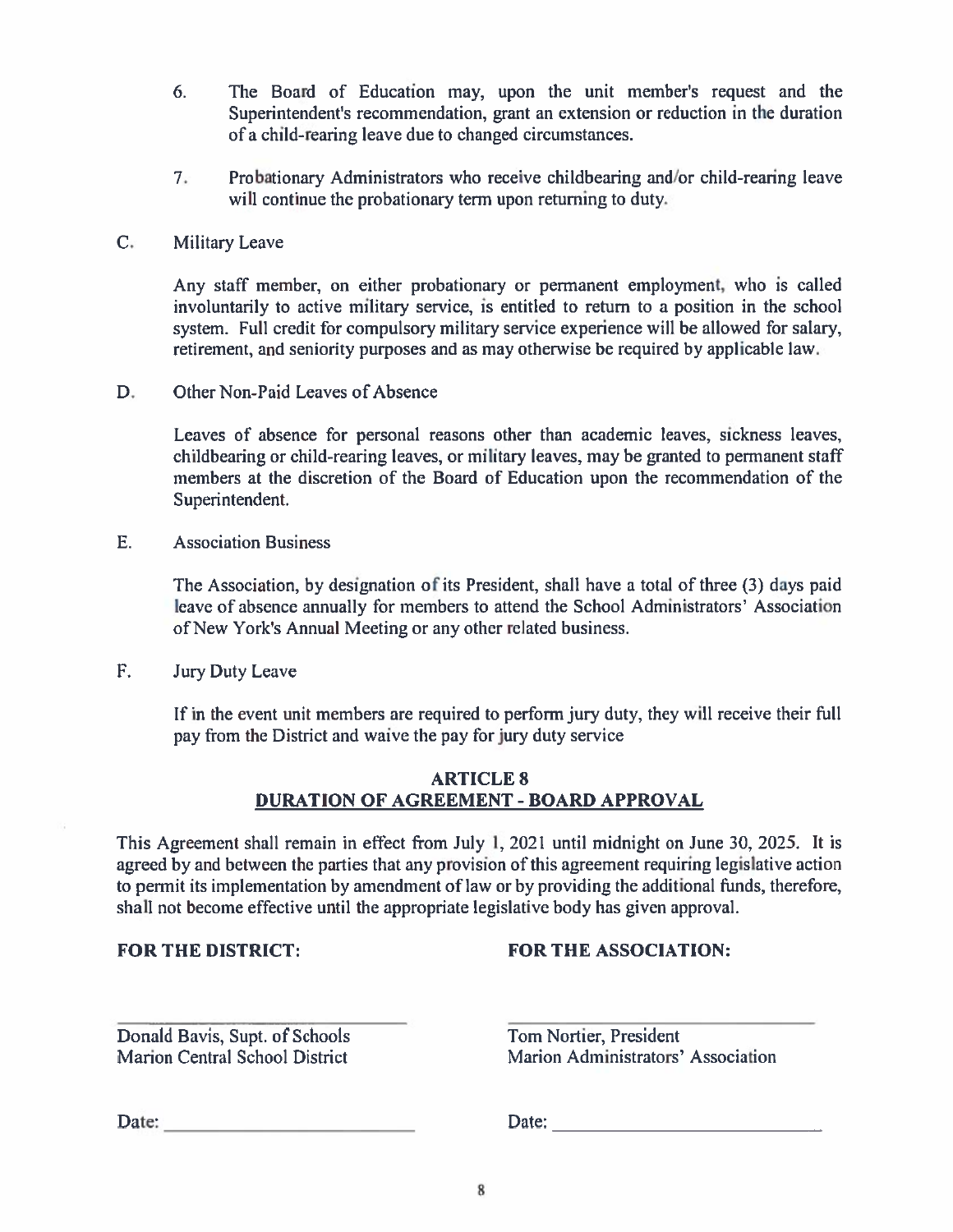6. The Board of Education may, upon the unit member's request and the Superintendent's recommendation, grant an extension or reduction in the duration of a child-rearing leave due to changed circumstances.

7. Probationary Administrators who receive childbearing and/or child-rearing leave will continue the probationary term upon returning to duty.

C. Military Leave

Any staff member, on either probationary or permanent employment, who is called involuntarily to active military service, is entitled to return to a position in the school system. Full credit for compulsory military service experience will be allowed for salary, retirement, and seniority purposes and as may otherwise be required by applicable law.

D. Other Non-Paid Leaves of Absence

Leaves of absence for personal reasons other than academic leaves, sickness leaves, childbearing or child-rearing leaves, or military leaves, may be granted to permanent staff members at the discretion of the Board of Education upon the recommendation of the Superintendent.

E. Association Business

The Association, by designation of its President, shall have a total of three (3) days paid leave of absence annually for members to attend the School Administrators' Association of New York's Annual Meeting or any other related business.

F. Jury Duty Leave

If in the event unit members are required to perform jury duty, they will receive their full pay from the District and waive the pay for jury duty service

## ARTICLE 8
## DURATION OF AGREEMENT - BOARD APPROVAL

This Agreement shall remain in effect from July 1, 2021 until midnight on June 30, 2025. It is agreed by and between the parties that any provision of this agreement requiring legislative action to permit its implementation by amendment of law or by providing the additional funds, therefore, shall not become effective until the appropriate legislative body has given approval.

**FOR THE DISTRICT:**

\_\_\_\_\_\_\_\_\_\_\_\_\_\_\_\_\_\_\_\_\_\_\_\_\_\_\_\_\_\_

Donald Bavis, Supt. of Schools
Marion Central School District

Date: \_\_\_\_\_\_\_\_\_\_\_\_\_\_\_\_\_\_\_\_\_\_\_\_

**FOR THE ASSOCIATION:**

\_\_\_\_\_\_\_\_\_\_\_\_\_\_\_\_\_\_\_\_\_\_\_\_\_\_\_\_\_\_

Tom Nortier, President
Marion Administrators' Association

Date: \_\_\_\_\_\_\_\_\_\_\_\_\_\_\_\_\_\_\_\_\_\_\_\_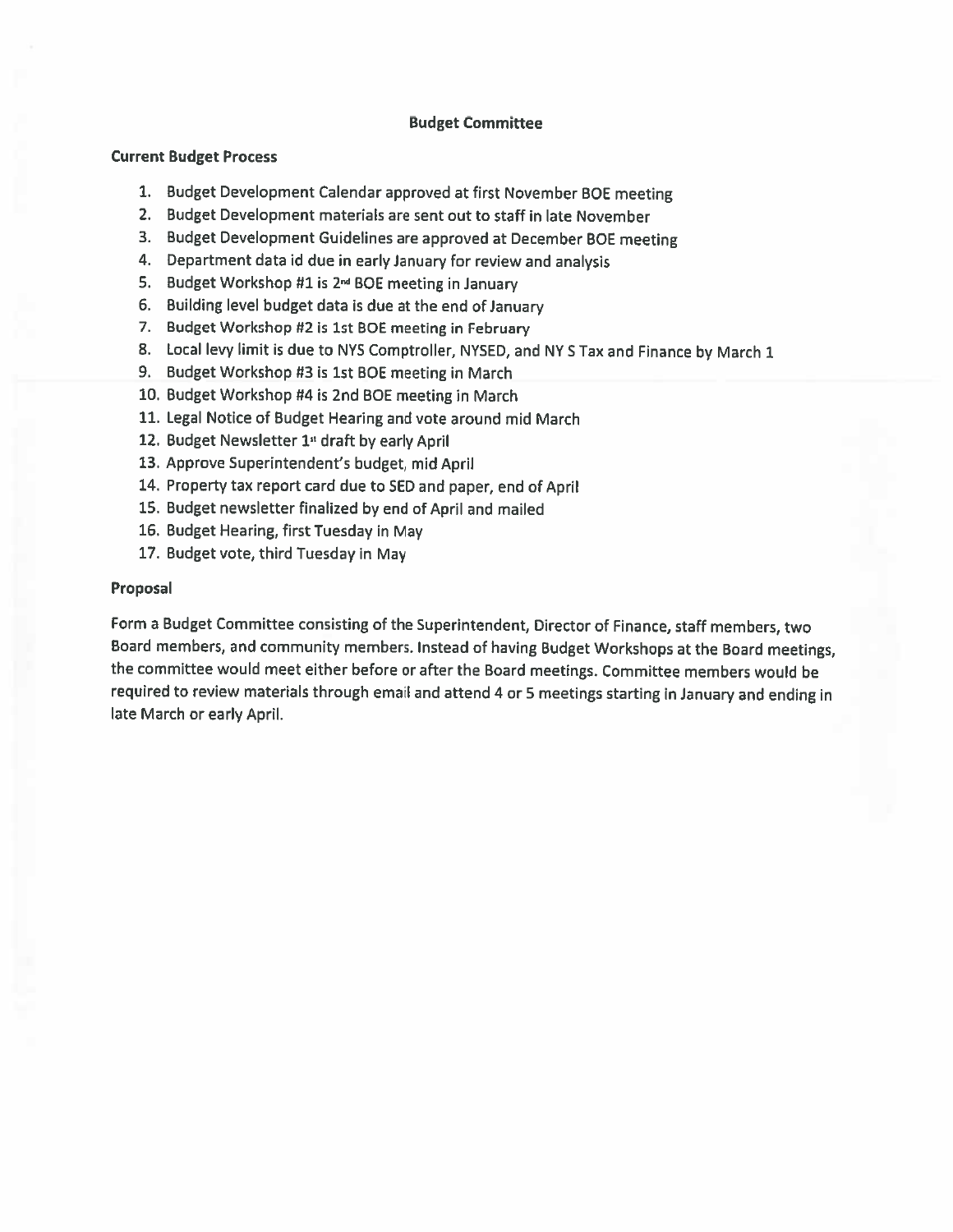# Budget Committee

**Current Budget Process**

1. Budget Development Calendar approved at first November BOE meeting
2. Budget Development materials are sent out to staff in late November
3. Budget Development Guidelines are approved at December BOE meeting
4. Department data id due in early January for review and analysis
5. Budget Workshop #1 is 2nd BOE meeting in January
6. Building level budget data is due at the end of January
7. Budget Workshop #2 is 1st BOE meeting in February
8. Local levy limit is due to NYS Comptroller, NYSED, and NY S Tax and Finance by March 1
9. Budget Workshop #3 is 1st BOE meeting in March
10. Budget Workshop #4 is 2nd BOE meeting in March
11. Legal Notice of Budget Hearing and vote around mid March
12. Budget Newsletter 1st draft by early April
13. Approve Superintendent's budget, mid April
14. Property tax report card due to SED and paper, end of April
15. Budget newsletter finalized by end of April and mailed
16. Budget Hearing, first Tuesday in May
17. Budget vote, third Tuesday in May

**Proposal**

Form a Budget Committee consisting of the Superintendent, Director of Finance, staff members, two Board members, and community members. Instead of having Budget Workshops at the Board meetings, the committee would meet either before or after the Board meetings. Committee members would be required to review materials through email and attend 4 or 5 meetings starting in January and ending in late March or early April.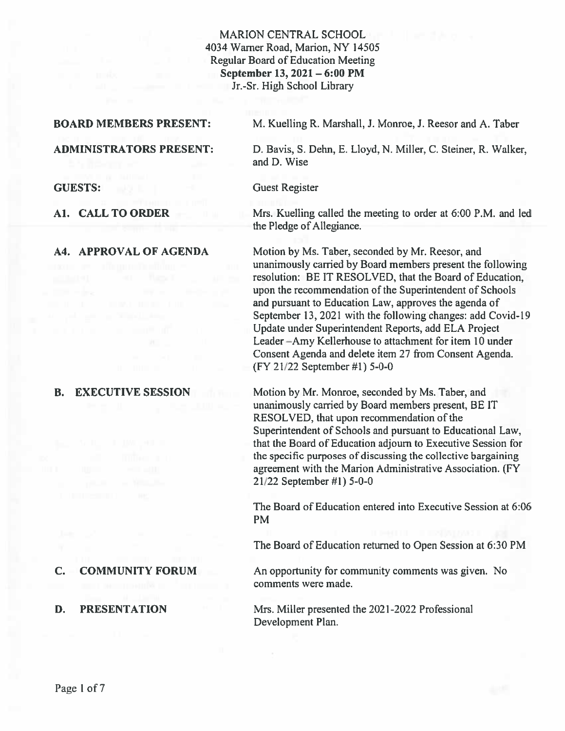MARION CENTRAL SCHOOL
4034 Warner Road, Marion, NY 14505
Regular Board of Education Meeting
**September 13, 2021 – 6:00 PM**
Jr.-Sr. High School Library

**BOARD MEMBERS PRESENT:** M. Kuelling R. Marshall, J. Monroe, J. Reesor and A. Taber

**ADMINISTRATORS PRESENT:** D. Bavis, S. Dehn, E. Lloyd, N. Miller, C. Steiner, R. Walker, and D. Wise

**GUESTS:** Guest Register

**A1. CALL TO ORDER**

Mrs. Kuelling called the meeting to order at 6:00 P.M. and led the Pledge of Allegiance.

**A4. APPROVAL OF AGENDA**

Motion by Ms. Taber, seconded by Mr. Reesor, and unanimously carried by Board members present the following resolution: BE IT RESOLVED, that the Board of Education, upon the recommendation of the Superintendent of Schools and pursuant to Education Law, approves the agenda of September 13, 2021 with the following changes: add Covid-19 Update under Superintendent Reports, add ELA Project Leader –Amy Kellerhouse to attachment for item 10 under Consent Agenda and delete item 27 from Consent Agenda. (FY 21/22 September #1) 5-0-0

**B. EXECUTIVE SESSION**

Motion by Mr. Monroe, seconded by Ms. Taber, and unanimously carried by Board members present, BE IT RESOLVED, that upon recommendation of the Superintendent of Schools and pursuant to Educational Law, that the Board of Education adjourn to Executive Session for the specific purposes of discussing the collective bargaining agreement with the Marion Administrative Association. (FY 21/22 September #1) 5-0-0

The Board of Education entered into Executive Session at 6:06 PM

The Board of Education returned to Open Session at 6:30 PM

**C. COMMUNITY FORUM**

An opportunity for community comments was given. No comments were made.

**D. PRESENTATION**

Mrs. Miller presented the 2021-2022 Professional Development Plan.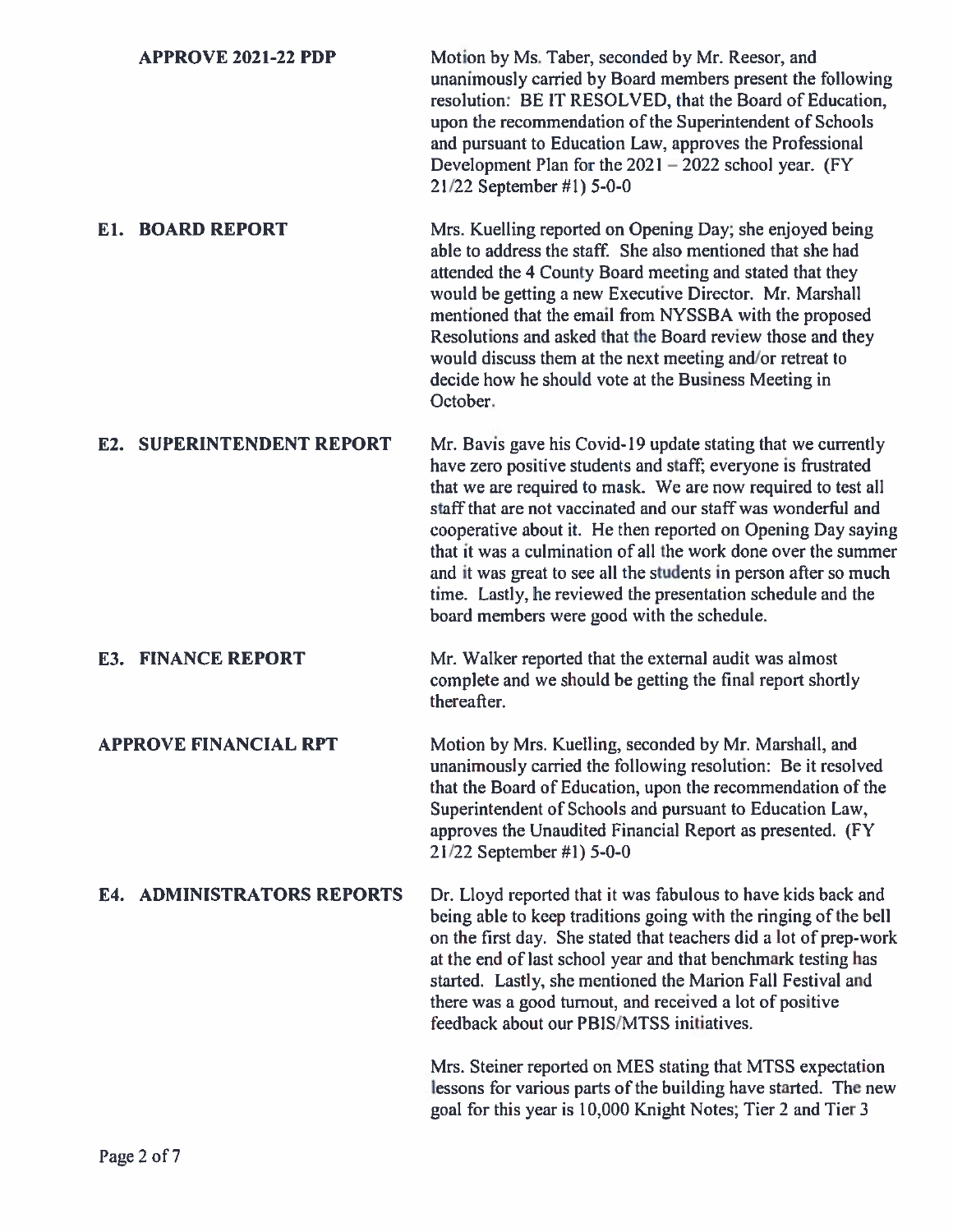**APPROVE 2021-22 PDP**

Motion by Ms. Taber, seconded by Mr. Reesor, and unanimously carried by Board members present the following resolution: BE IT RESOLVED, that the Board of Education, upon the recommendation of the Superintendent of Schools and pursuant to Education Law, approves the Professional Development Plan for the 2021 – 2022 school year. (FY 21/22 September #1) 5-0-0

**E1. BOARD REPORT**

Mrs. Kuelling reported on Opening Day; she enjoyed being able to address the staff. She also mentioned that she had attended the 4 County Board meeting and stated that they would be getting a new Executive Director. Mr. Marshall mentioned that the email from NYSSBA with the proposed Resolutions and asked that the Board review those and they would discuss them at the next meeting and/or retreat to decide how he should vote at the Business Meeting in October.

**E2. SUPERINTENDENT REPORT**

Mr. Bavis gave his Covid-19 update stating that we currently have zero positive students and staff; everyone is frustrated that we are required to mask. We are now required to test all staff that are not vaccinated and our staff was wonderful and cooperative about it. He then reported on Opening Day saying that it was a culmination of all the work done over the summer and it was great to see all the students in person after so much time. Lastly, he reviewed the presentation schedule and the board members were good with the schedule.

**E3. FINANCE REPORT**

Mr. Walker reported that the external audit was almost complete and we should be getting the final report shortly thereafter.

**APPROVE FINANCIAL RPT**

Motion by Mrs. Kuelling, seconded by Mr. Marshall, and unanimously carried the following resolution: Be it resolved that the Board of Education, upon the recommendation of the Superintendent of Schools and pursuant to Education Law, approves the Unaudited Financial Report as presented. (FY 21/22 September #1) 5-0-0

**E4. ADMINISTRATORS REPORTS**

Dr. Lloyd reported that it was fabulous to have kids back and being able to keep traditions going with the ringing of the bell on the first day. She stated that teachers did a lot of prep-work at the end of last school year and that benchmark testing has started. Lastly, she mentioned the Marion Fall Festival and there was a good turnout, and received a lot of positive feedback about our PBIS/MTSS initiatives.

Mrs. Steiner reported on MES stating that MTSS expectation lessons for various parts of the building have started. The new goal for this year is 10,000 Knight Notes; Tier 2 and Tier 3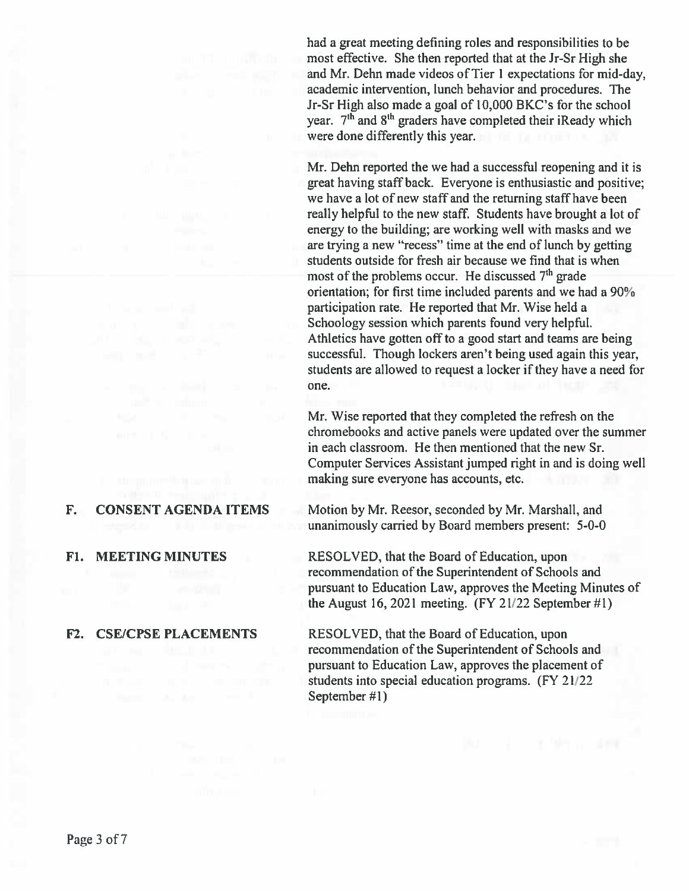had a great meeting defining roles and responsibilities to be most effective. She then reported that at the Jr-Sr High she and Mr. Dehn made videos of Tier 1 expectations for mid-day, academic intervention, lunch behavior and procedures. The Jr-Sr High also made a goal of 10,000 BKC's for the school year. 7th and 8th graders have completed their iReady which were done differently this year.

Mr. Dehn reported the we had a successful reopening and it is great having staff back. Everyone is enthusiastic and positive; we have a lot of new staff and the returning staff have been really helpful to the new staff. Students have brought a lot of energy to the building; are working well with masks and we are trying a new "recess" time at the end of lunch by getting students outside for fresh air because we find that is when most of the problems occur. He discussed 7th grade orientation; for first time included parents and we had a 90% participation rate. He reported that Mr. Wise held a Schoology session which parents found very helpful. Athletics have gotten off to a good start and teams are being successful. Though lockers aren't being used again this year, students are allowed to request a locker if they have a need for one.

Mr. Wise reported that they completed the refresh on the chromebooks and active panels were updated over the summer in each classroom. He then mentioned that the new Sr. Computer Services Assistant jumped right in and is doing well making sure everyone has accounts, etc.

**F. CONSENT AGENDA ITEMS**

Motion by Mr. Reesor, seconded by Mr. Marshall, and unanimously carried by Board members present: 5-0-0

**F1. MEETING MINUTES**

RESOLVED, that the Board of Education, upon recommendation of the Superintendent of Schools and pursuant to Education Law, approves the Meeting Minutes of the August 16, 2021 meeting. (FY 21/22 September #1)

**F2. CSE/CPSE PLACEMENTS**

RESOLVED, that the Board of Education, upon recommendation of the Superintendent of Schools and pursuant to Education Law, approves the placement of students into special education programs. (FY 21/22 September #1)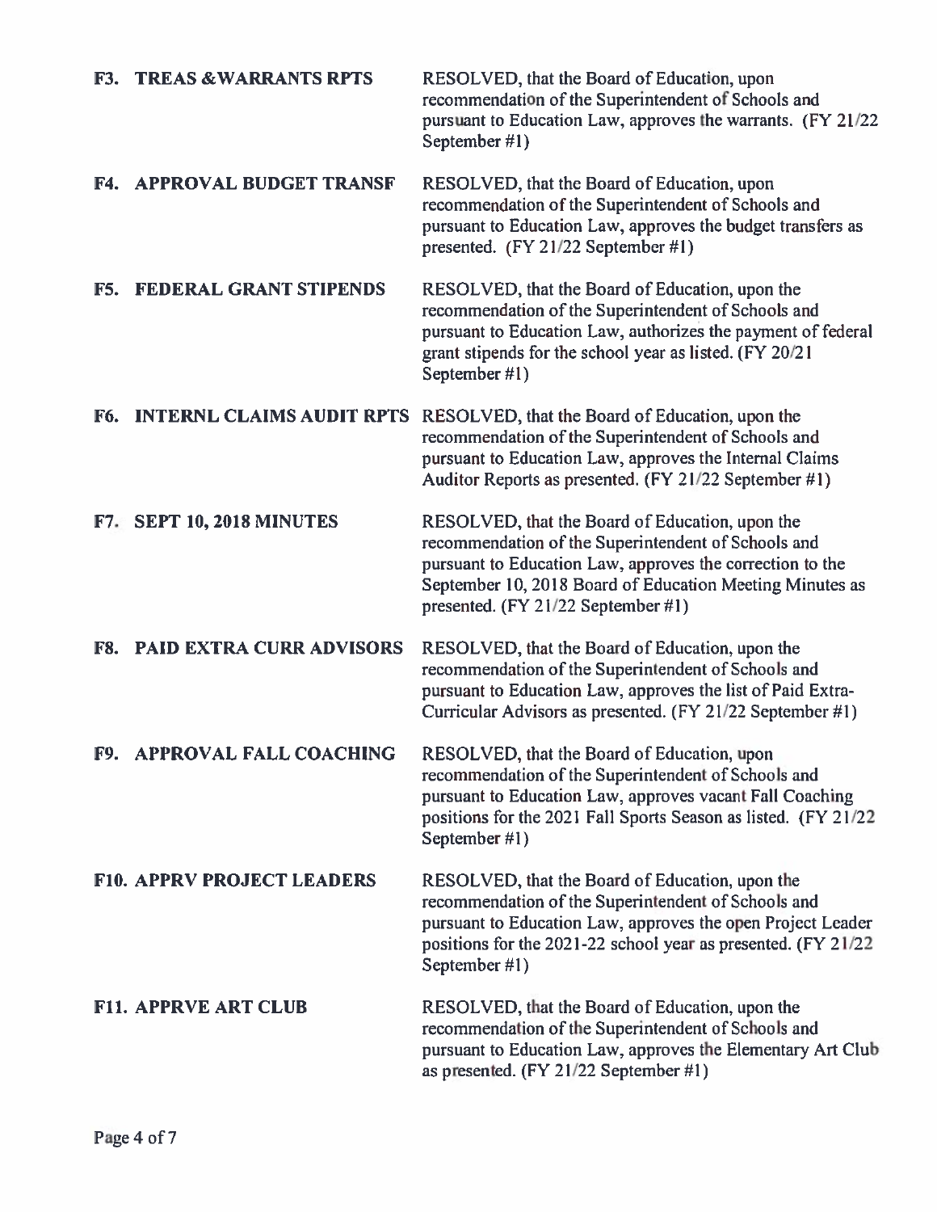**F3. TREAS &WARRANTS RPTS** RESOLVED, that the Board of Education, upon recommendation of the Superintendent of Schools and pursuant to Education Law, approves the warrants. (FY 21/22 September #1)

**F4. APPROVAL BUDGET TRANSF** RESOLVED, that the Board of Education, upon recommendation of the Superintendent of Schools and pursuant to Education Law, approves the budget transfers as presented. (FY 21/22 September #1)

**F5. FEDERAL GRANT STIPENDS** RESOLVED, that the Board of Education, upon the recommendation of the Superintendent of Schools and pursuant to Education Law, authorizes the payment of federal grant stipends for the school year as listed. (FY 20/21 September #1)

**F6. INTERNL CLAIMS AUDIT RPTS** RESOLVED, that the Board of Education, upon the recommendation of the Superintendent of Schools and pursuant to Education Law, approves the Internal Claims Auditor Reports as presented. (FY 21/22 September #1)

**F7. SEPT 10, 2018 MINUTES** RESOLVED, that the Board of Education, upon the recommendation of the Superintendent of Schools and pursuant to Education Law, approves the correction to the September 10, 2018 Board of Education Meeting Minutes as presented. (FY 21/22 September #1)

**F8. PAID EXTRA CURR ADVISORS** RESOLVED, that the Board of Education, upon the recommendation of the Superintendent of Schools and pursuant to Education Law, approves the list of Paid Extra-Curricular Advisors as presented. (FY 21/22 September #1)

**F9. APPROVAL FALL COACHING** RESOLVED, that the Board of Education, upon recommendation of the Superintendent of Schools and pursuant to Education Law, approves vacant Fall Coaching positions for the 2021 Fall Sports Season as listed. (FY 21/22 September #1)

**F10. APPRV PROJECT LEADERS** RESOLVED, that the Board of Education, upon the recommendation of the Superintendent of Schools and pursuant to Education Law, approves the open Project Leader positions for the 2021-22 school year as presented. (FY 21/22 September #1)

**F11. APPRVE ART CLUB** RESOLVED, that the Board of Education, upon the recommendation of the Superintendent of Schools and pursuant to Education Law, approves the Elementary Art Club as presented. (FY 21/22 September #1)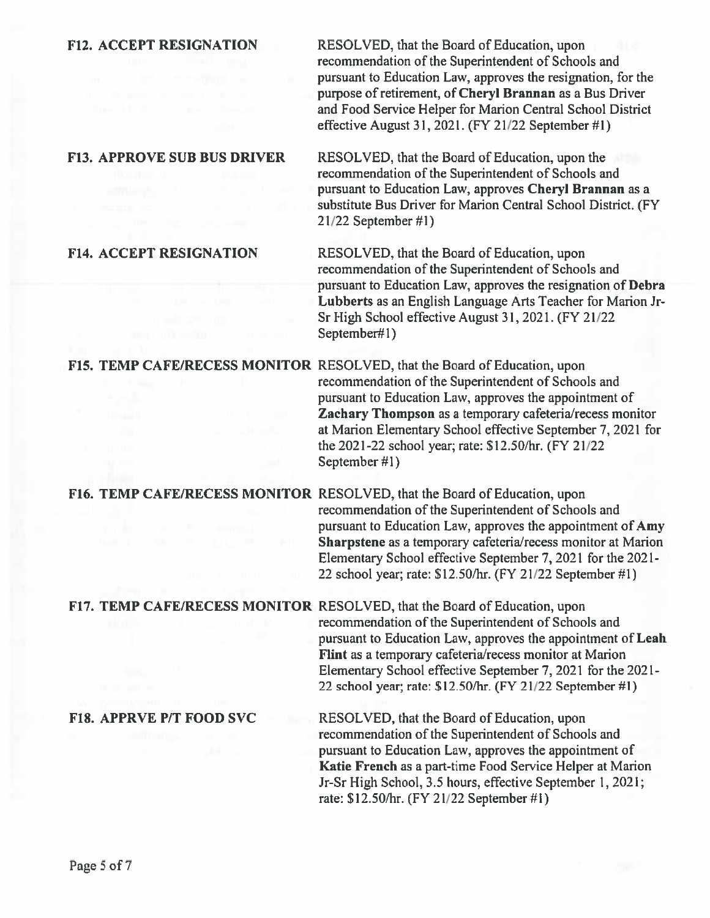**F12. ACCEPT RESIGNATION**

RESOLVED, that the Board of Education, upon recommendation of the Superintendent of Schools and pursuant to Education Law, approves the resignation, for the purpose of retirement, of **Cheryl Brannan** as a Bus Driver and Food Service Helper for Marion Central School District effective August 31, 2021. (FY 21/22 September #1)

**F13. APPROVE SUB BUS DRIVER**

RESOLVED, that the Board of Education, upon the recommendation of the Superintendent of Schools and pursuant to Education Law, approves **Cheryl Brannan** as a substitute Bus Driver for Marion Central School District. (FY 21/22 September #1)

**F14. ACCEPT RESIGNATION**

RESOLVED, that the Board of Education, upon recommendation of the Superintendent of Schools and pursuant to Education Law, approves the resignation of **Debra Lubberts** as an English Language Arts Teacher for Marion Jr-Sr High School effective August 31, 2021. (FY 21/22 September#1)

**F15. TEMP CAFE/RECESS MONITOR**

RESOLVED, that the Board of Education, upon recommendation of the Superintendent of Schools and pursuant to Education Law, approves the appointment of **Zachary Thompson** as a temporary cafeteria/recess monitor at Marion Elementary School effective September 7, 2021 for the 2021-22 school year; rate: $12.50/hr. (FY 21/22 September #1)

**F16. TEMP CAFE/RECESS MONITOR**

RESOLVED, that the Board of Education, upon recommendation of the Superintendent of Schools and pursuant to Education Law, approves the appointment of **Amy Sharpstene** as a temporary cafeteria/recess monitor at Marion Elementary School effective September 7, 2021 for the 2021-22 school year; rate: $12.50/hr. (FY 21/22 September #1)

**F17. TEMP CAFE/RECESS MONITOR**

RESOLVED, that the Board of Education, upon recommendation of the Superintendent of Schools and pursuant to Education Law, approves the appointment of **Leah Flint** as a temporary cafeteria/recess monitor at Marion Elementary School effective September 7, 2021 for the 2021-22 school year; rate: $12.50/hr. (FY 21/22 September #1)

**F18. APPRVE P/T FOOD SVC**

RESOLVED, that the Board of Education, upon recommendation of the Superintendent of Schools and pursuant to Education Law, approves the appointment of **Katie French** as a part-time Food Service Helper at Marion Jr-Sr High School, 3.5 hours, effective September 1, 2021; rate: $12.50/hr. (FY 21/22 September #1)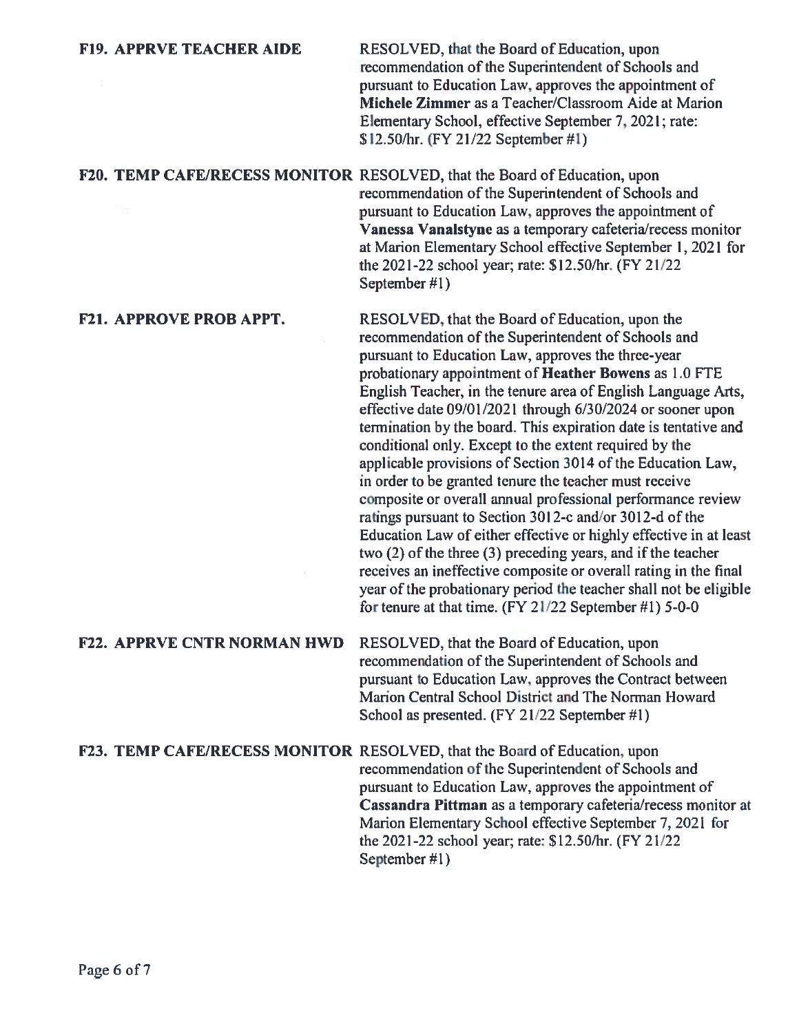**F19. APPRVE TEACHER AIDE**

RESOLVED, that the Board of Education, upon recommendation of the Superintendent of Schools and pursuant to Education Law, approves the appointment of **Michele Zimmer** as a Teacher/Classroom Aide at Marion Elementary School, effective September 7, 2021; rate: $12.50/hr. (FY 21/22 September #1)

**F20. TEMP CAFE/RECESS MONITOR**

RESOLVED, that the Board of Education, upon recommendation of the Superintendent of Schools and pursuant to Education Law, approves the appointment of **Vanessa Vanalstyne** as a temporary cafeteria/recess monitor at Marion Elementary School effective September 1, 2021 for the 2021-22 school year; rate: $12.50/hr. (FY 21/22 September #1)

**F21. APPROVE PROB APPT.**

RESOLVED, that the Board of Education, upon the recommendation of the Superintendent of Schools and pursuant to Education Law, approves the three-year probationary appointment of **Heather Bowens** as 1.0 FTE English Teacher, in the tenure area of English Language Arts, effective date 09/01/2021 through 6/30/2024 or sooner upon termination by the board. This expiration date is tentative and conditional only. Except to the extent required by the applicable provisions of Section 3014 of the Education Law, in order to be granted tenure the teacher must receive composite or overall annual professional performance review ratings pursuant to Section 3012-c and/or 3012-d of the Education Law of either effective or highly effective in at least two (2) of the three (3) preceding years, and if the teacher receives an ineffective composite or overall rating in the final year of the probationary period the teacher shall not be eligible for tenure at that time. (FY 21/22 September #1) 5-0-0

**F22. APPRVE CNTR NORMAN HWD**

RESOLVED, that the Board of Education, upon recommendation of the Superintendent of Schools and pursuant to Education Law, approves the Contract between Marion Central School District and The Norman Howard School as presented. (FY 21/22 September #1)

**F23. TEMP CAFE/RECESS MONITOR**

RESOLVED, that the Board of Education, upon recommendation of the Superintendent of Schools and pursuant to Education Law, approves the appointment of **Cassandra Pittman** as a temporary cafeteria/recess monitor at Marion Elementary School effective September 7, 2021 for the 2021-22 school year; rate: $12.50/hr. (FY 21/22 September #1)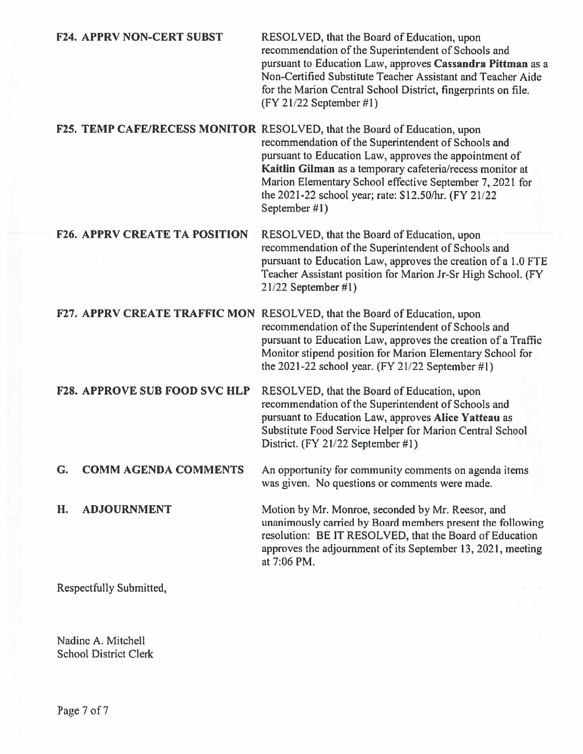**F24. APPRV NON-CERT SUBST** RESOLVED, that the Board of Education, upon recommendation of the Superintendent of Schools and pursuant to Education Law, approves **Cassandra Pittman** as a Non-Certified Substitute Teacher Assistant and Teacher Aide for the Marion Central School District, fingerprints on file. (FY 21/22 September #1)

**F25. TEMP CAFE/RECESS MONITOR** RESOLVED, that the Board of Education, upon recommendation of the Superintendent of Schools and pursuant to Education Law, approves the appointment of **Kaitlin Gilman** as a temporary cafeteria/recess monitor at Marion Elementary School effective September 7, 2021 for the 2021-22 school year; rate: $12.50/hr. (FY 21/22 September #1)

**F26. APPRV CREATE TA POSITION** RESOLVED, that the Board of Education, upon recommendation of the Superintendent of Schools and pursuant to Education Law, approves the creation of a 1.0 FTE Teacher Assistant position for Marion Jr-Sr High School. (FY 21/22 September #1)

**F27. APPRV CREATE TRAFFIC MON** RESOLVED, that the Board of Education, upon recommendation of the Superintendent of Schools and pursuant to Education Law, approves the creation of a Traffic Monitor stipend position for Marion Elementary School for the 2021-22 school year. (FY 21/22 September #1)

**F28. APPROVE SUB FOOD SVC HLP** RESOLVED, that the Board of Education, upon recommendation of the Superintendent of Schools and pursuant to Education Law, approves **Alice Yatteau** as Substitute Food Service Helper for Marion Central School District. (FY 21/22 September #1)

**G. COMM AGENDA COMMENTS** An opportunity for community comments on agenda items was given. No questions or comments were made.

**H. ADJOURNMENT** Motion by Mr. Monroe, seconded by Mr. Reesor, and unanimously carried by Board members present the following resolution: BE IT RESOLVED, that the Board of Education approves the adjournment of its September 13, 2021, meeting at 7:06 PM.

Respectfully Submitted,

Nadine A. Mitchell
School District Clerk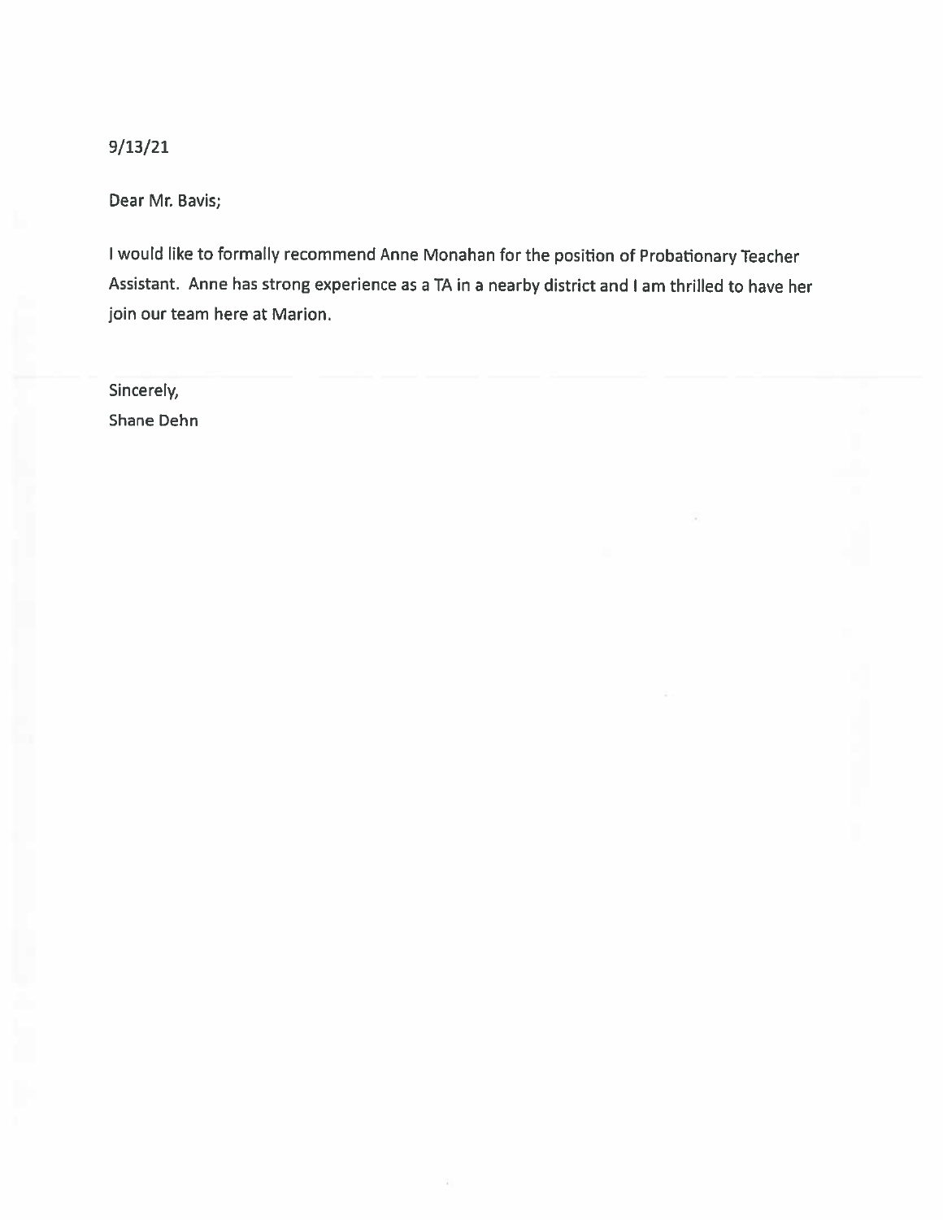9/13/21

Dear Mr. Bavis;

I would like to formally recommend Anne Monahan for the position of Probationary Teacher Assistant. Anne has strong experience as a TA in a nearby district and I am thrilled to have her join our team here at Marion.

Sincerely,
Shane Dehn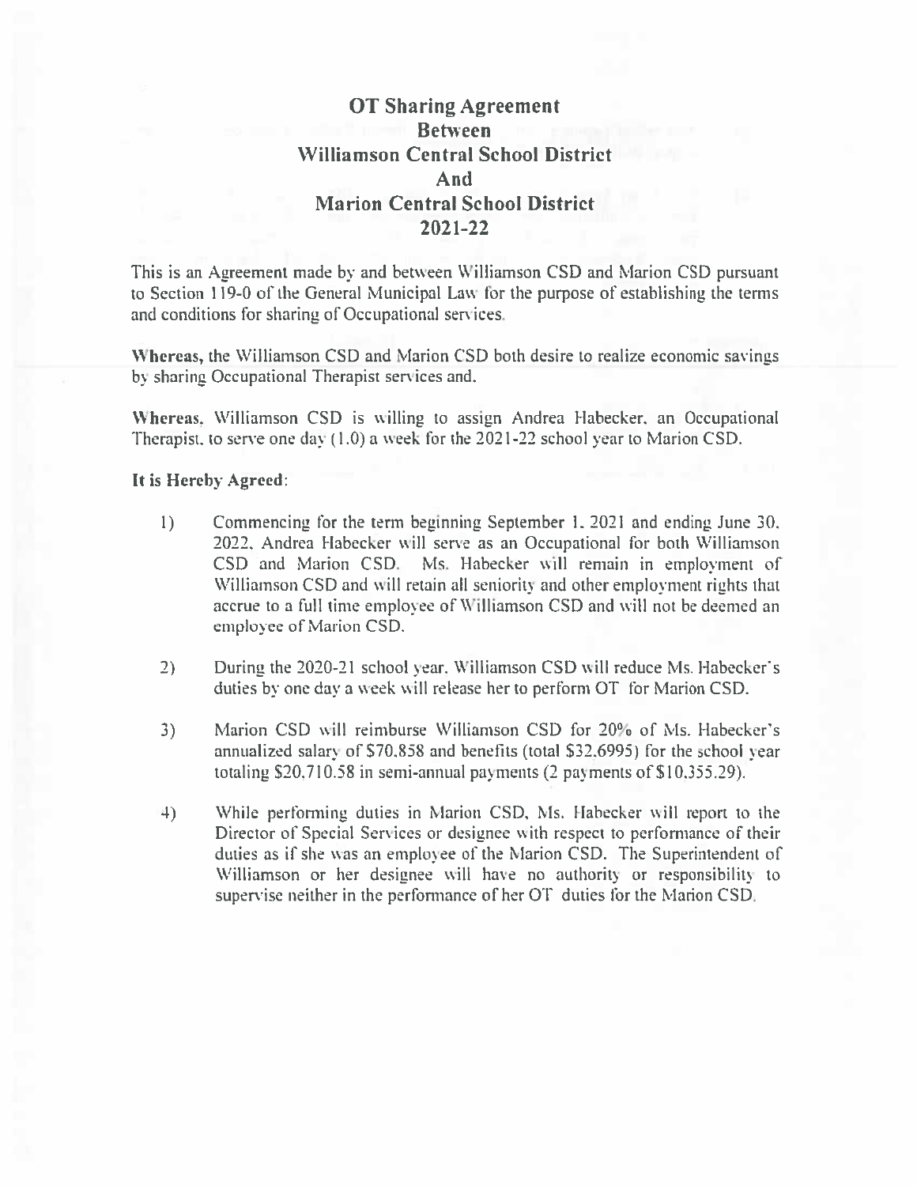# OT Sharing Agreement
# Between
# Williamson Central School District
# And
# Marion Central School District
# 2021-22

This is an Agreement made by and between Williamson CSD and Marion CSD pursuant to Section 119-0 of the General Municipal Law for the purpose of establishing the terms and conditions for sharing of Occupational services.

**Whereas,** the Williamson CSD and Marion CSD both desire to realize economic savings by sharing Occupational Therapist services and.

**Whereas,** Williamson CSD is willing to assign Andrea Habecker, an Occupational Therapist, to serve one day (1.0) a week for the 2021-22 school year to Marion CSD.

**It is Hereby Agreed:**

1) Commencing for the term beginning September 1, 2021 and ending June 30, 2022, Andrea Habecker will serve as an Occupational for both Williamson CSD and Marion CSD. Ms. Habecker will remain in employment of Williamson CSD and will retain all seniority and other employment rights that accrue to a full time employee of Williamson CSD and will not be deemed an employee of Marion CSD.

2) During the 2020-21 school year, Williamson CSD will reduce Ms. Habecker's duties by one day a week will release her to perform OT for Marion CSD.

3) Marion CSD will reimburse Williamson CSD for 20% of Ms. Habecker's annualized salary of $70,858 and benefits (total $32,6995) for the school year totaling $20,710.58 in semi-annual payments (2 payments of $10,355.29).

4) While performing duties in Marion CSD, Ms. Habecker will report to the Director of Special Services or designee with respect to performance of their duties as if she was an employee of the Marion CSD. The Superintendent of Williamson or her designee will have no authority or responsibility to supervise neither in the performance of her OT duties for the Marion CSD.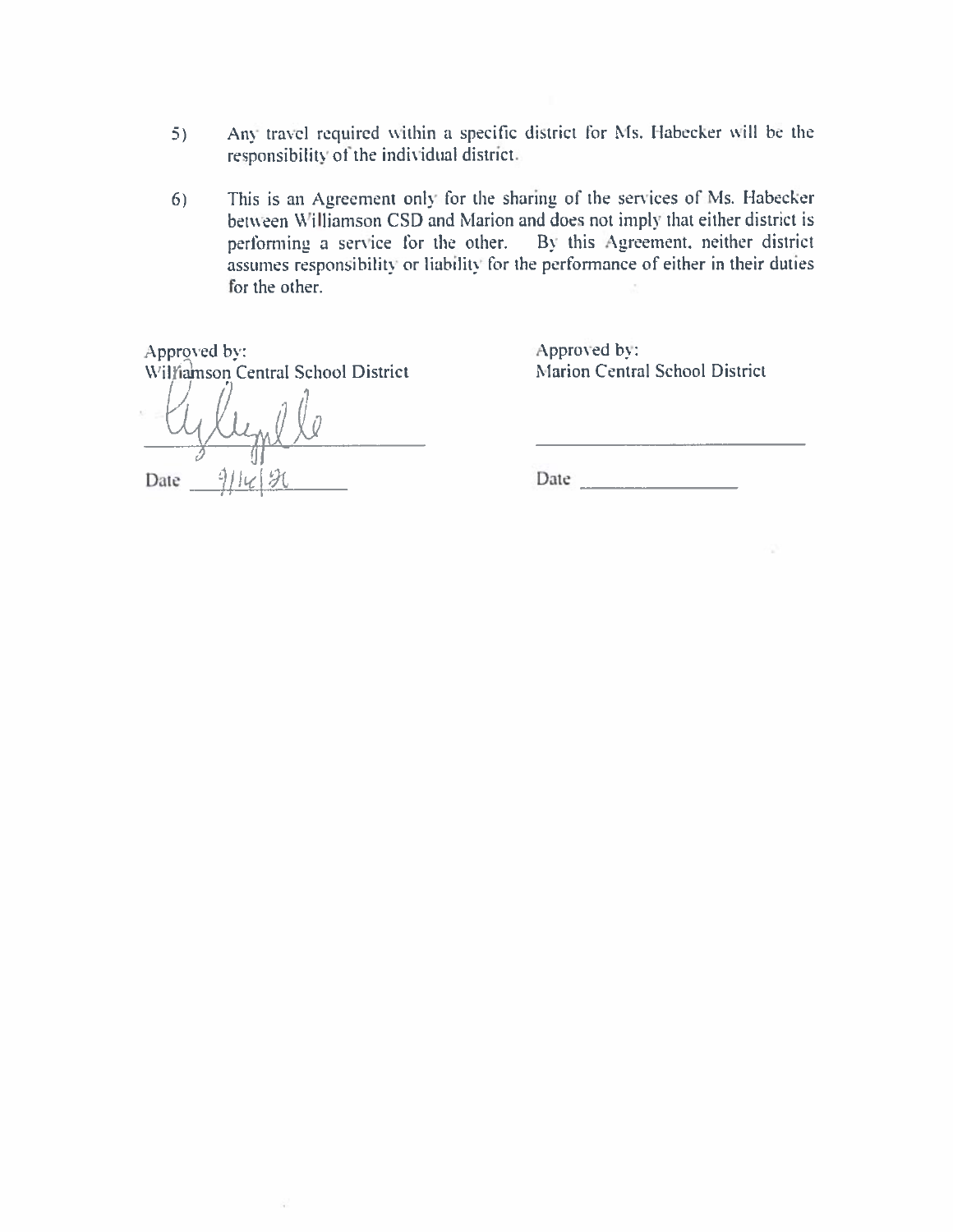5) Any travel required within a specific district for Ms. Habecker will be the responsibility of the individual district.

6) This is an Agreement only for the sharing of the services of Ms. Habecker between Williamson CSD and Marion and does not imply that either district is performing a service for the other. By this Agreement, neither district assumes responsibility or liability for the performance of either in their duties for the other.

| Approved by:<br>Williamson Central School District | Approved by:<br>Marion Central School District |
|---|---|
| [signature] | ______________________________ |
| Date 9/14/21 | Date ________________ |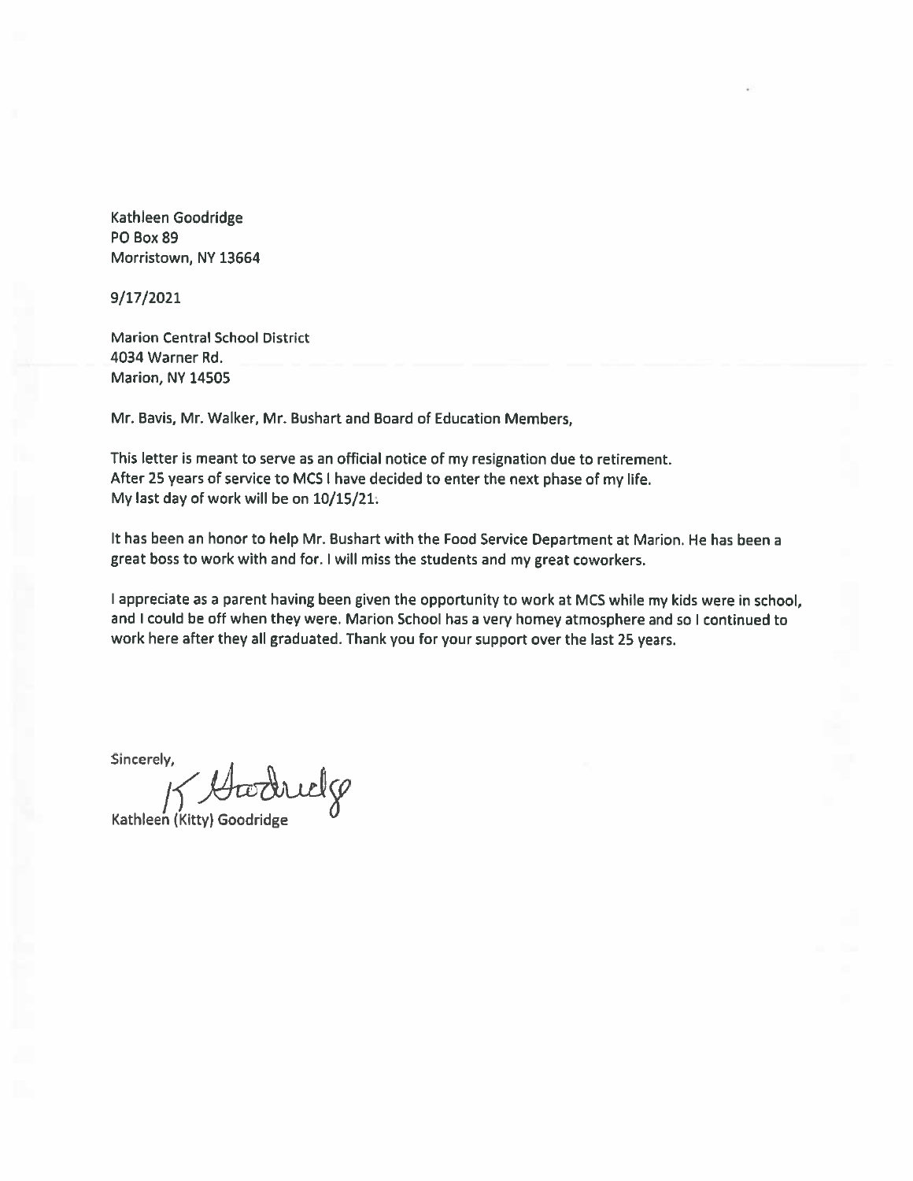Kathleen Goodridge
PO Box 89
Morristown, NY 13664

9/17/2021

Marion Central School District
4034 Warner Rd.
Marion, NY 14505

Mr. Bavis, Mr. Walker, Mr. Bushart and Board of Education Members,

This letter is meant to serve as an official notice of my resignation due to retirement.
After 25 years of service to MCS I have decided to enter the next phase of my life.
My last day of work will be on 10/15/21.

It has been an honor to help Mr. Bushart with the Food Service Department at Marion. He has been a great boss to work with and for. I will miss the students and my great coworkers.

I appreciate as a parent having been given the opportunity to work at MCS while my kids were in school, and I could be off when they were. Marion School has a very homey atmosphere and so I continued to work here after they all graduated. Thank you for your support over the last 25 years.

Sincerely,

K Goodridge

Kathleen (Kitty) Goodridge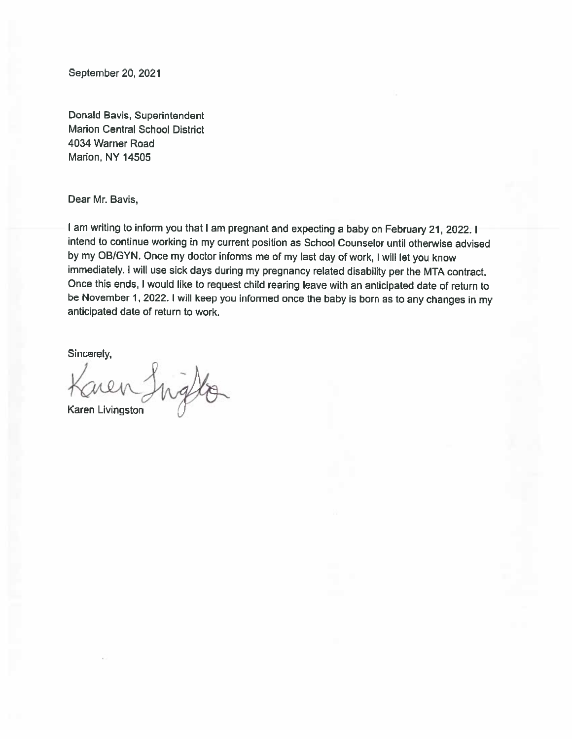September 20, 2021

Donald Bavis, Superintendent
Marion Central School District
4034 Warner Road
Marion, NY 14505

Dear Mr. Bavis,

I am writing to inform you that I am pregnant and expecting a baby on February 21, 2022. I intend to continue working in my current position as School Counselor until otherwise advised by my OB/GYN. Once my doctor informs me of my last day of work, I will let you know immediately. I will use sick days during my pregnancy related disability per the MTA contract. Once this ends, I would like to request child rearing leave with an anticipated date of return to be November 1, 2022. I will keep you informed once the baby is born as to any changes in my anticipated date of return to work.

Sincerely,

Karen Livingston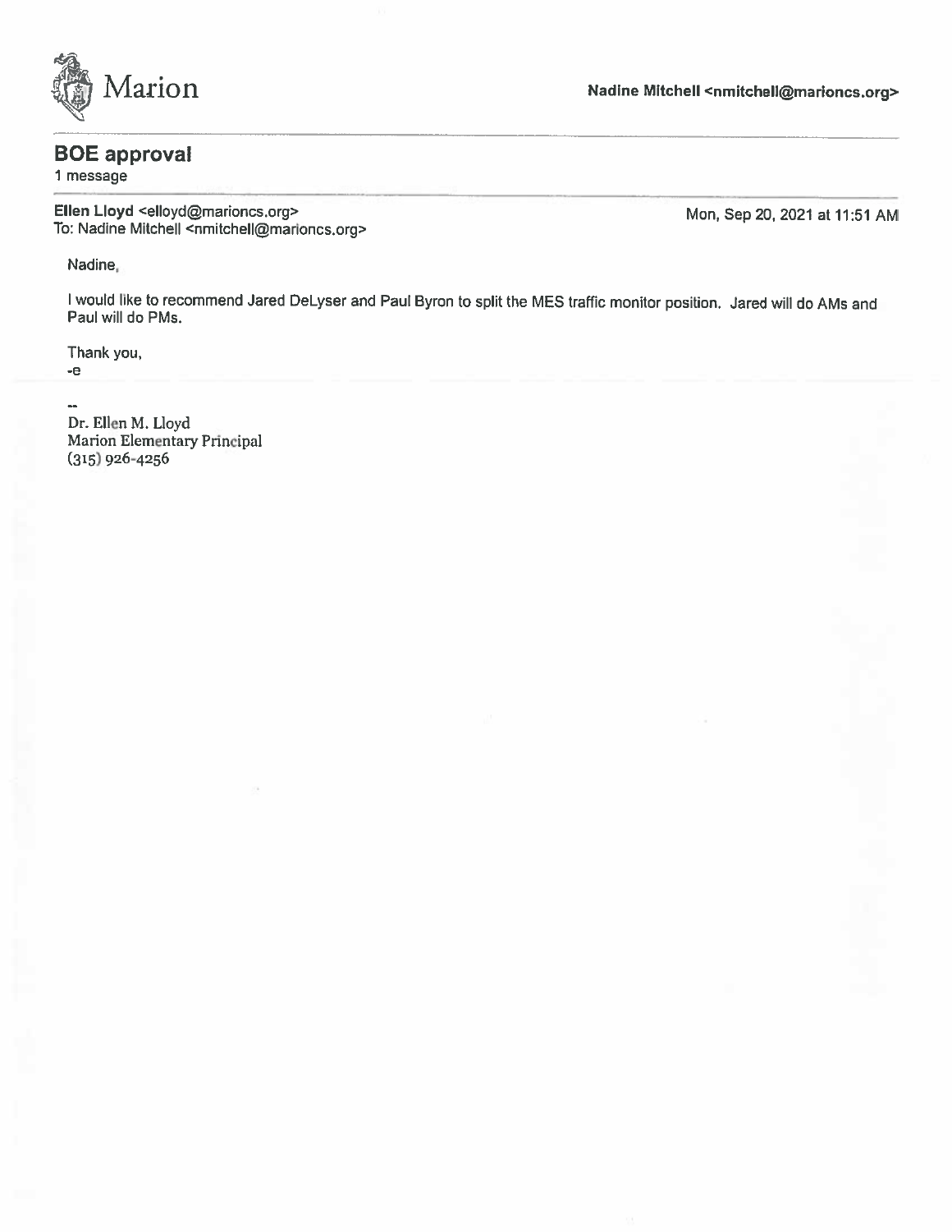Marion

**Nadine Mitchell <nmitchell@marioncs.org>**

---

## BOE approval

1 message

---

**Ellen Lloyd** <elloyd@marioncs.org>
To: Nadine Mitchell <nmitchell@marioncs.org>

Mon, Sep 20, 2021 at 11:51 AM

Nadine,

I would like to recommend Jared DeLyser and Paul Byron to split the MES traffic monitor position. Jared will do AMs and Paul will do PMs.

Thank you,
-e

--
Dr. Ellen M. Lloyd
Marion Elementary Principal
(315) 926-4256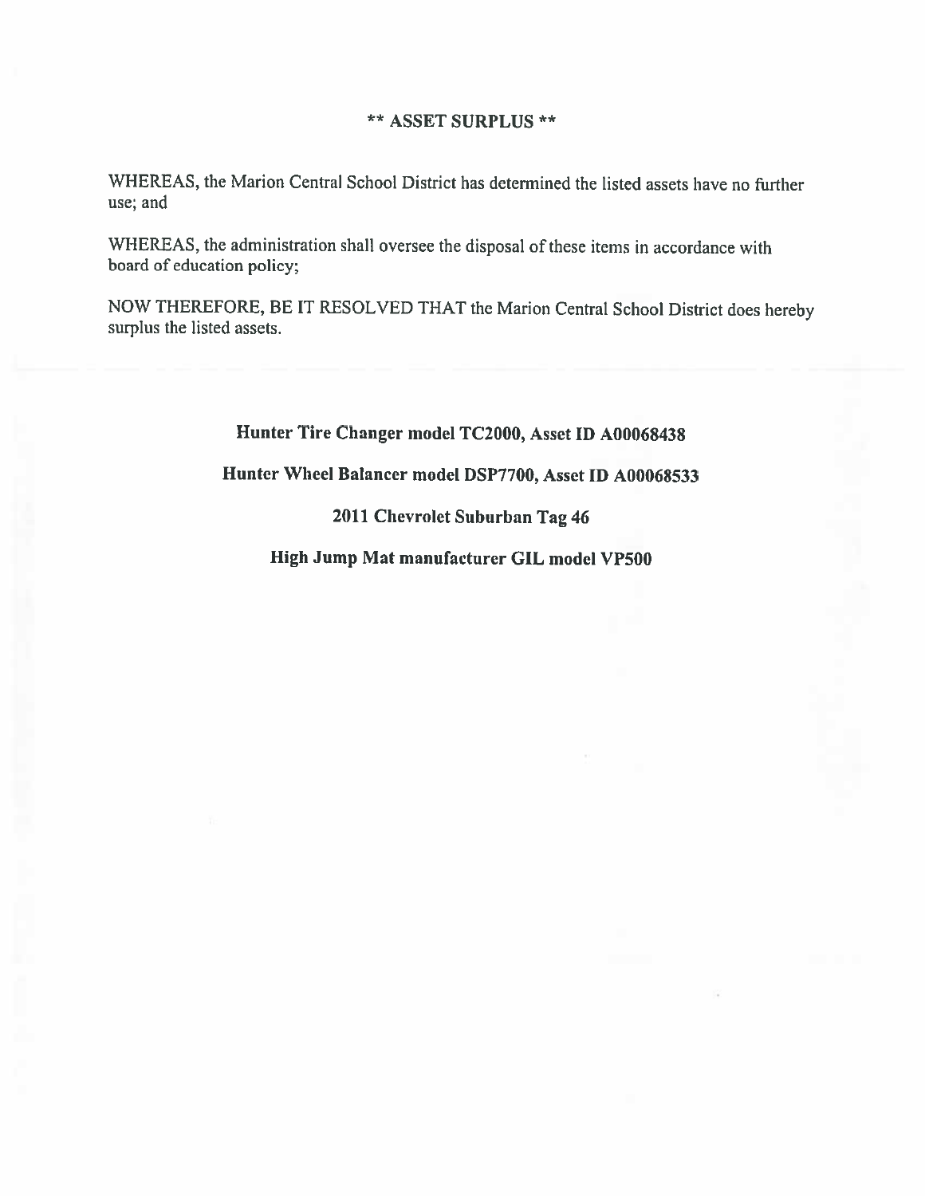## ** ASSET SURPLUS **

WHEREAS, the Marion Central School District has determined the listed assets have no further use; and

WHEREAS, the administration shall oversee the disposal of these items in accordance with board of education policy;

NOW THEREFORE, BE IT RESOLVED THAT the Marion Central School District does hereby surplus the listed assets.

---

**Hunter Tire Changer model TC2000, Asset ID A00068438**

**Hunter Wheel Balancer model DSP7700, Asset ID A00068533**

**2011 Chevrolet Suburban Tag 46**

**High Jump Mat manufacturer GIL model VP500**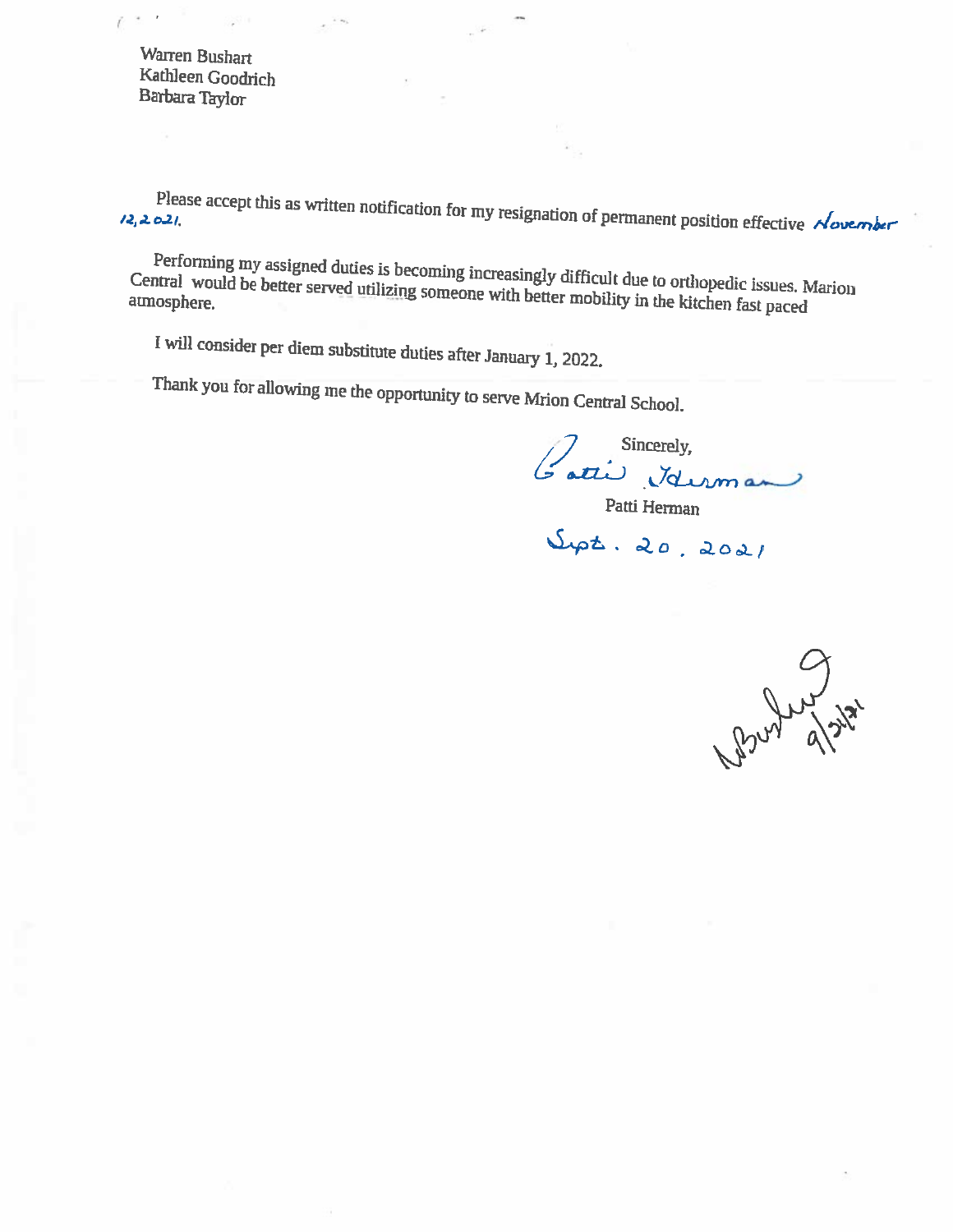Warren Bushart
Kathleen Goodrich
Barbara Taylor

Please accept this as written notification for my resignation of permanent position effective November 12, 2021.

Performing my assigned duties is becoming increasingly difficult due to orthopedic issues. Marion Central would be better served utilizing someone with better mobility in the kitchen fast paced atmosphere.

I will consider per diem substitute duties after January 1, 2022.

Thank you for allowing me the opportunity to serve Mrion Central School.

Sincerely,

Patti Herman

Patti Herman

Sept. 20, 2021

WBushart 9/21/21